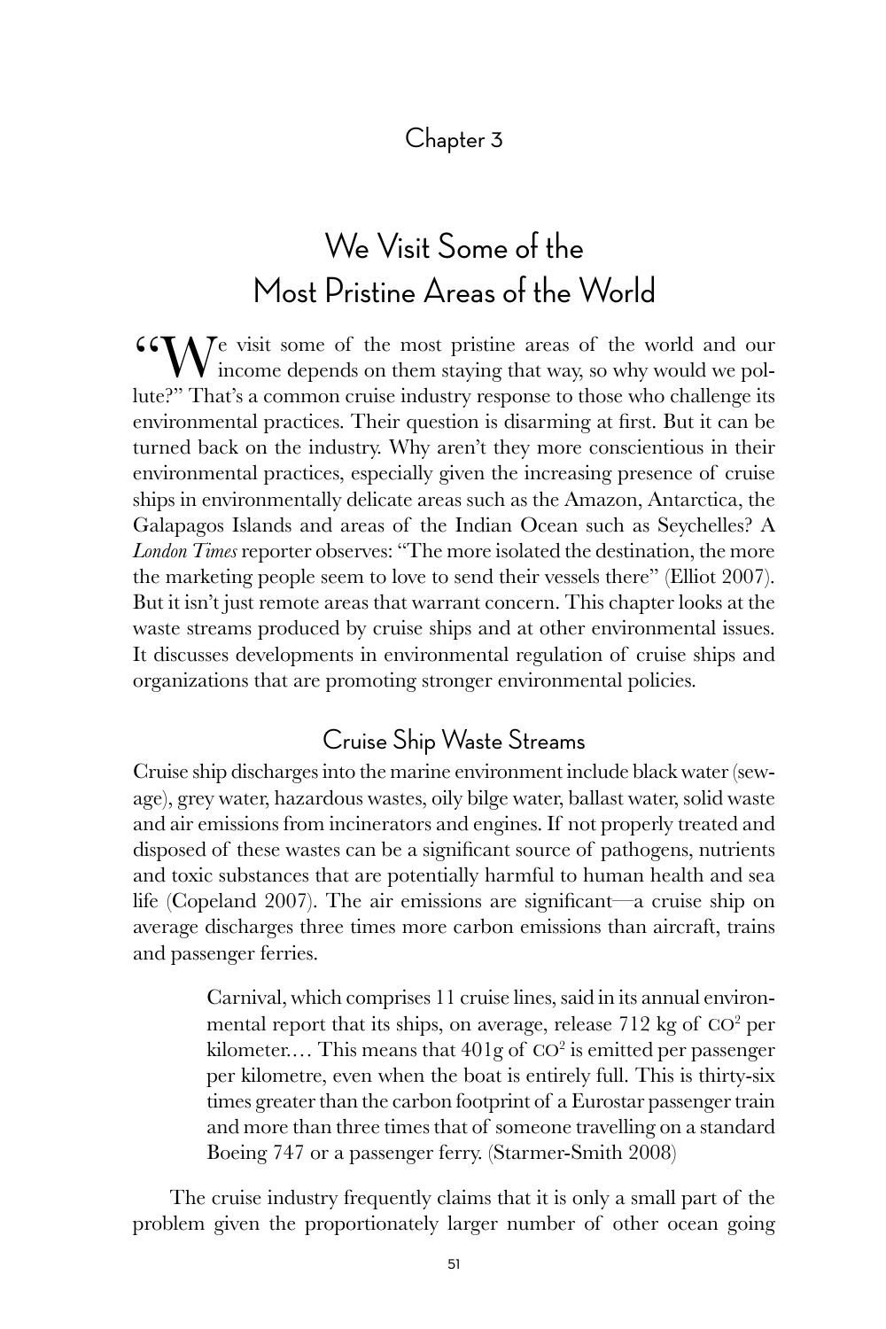## Chapter 3

# We Visit Some of the Most Pristine Areas of the World

"We visit some of the most pristine areas of the world and our income depends on them staying that way, so why would we pollute?" That's a common cruise industry response to those who challenge its environmental practices. Their question is disarming at first. But it can be turned back on the industry. Why aren't they more conscientious in their environmental practices, especially given the increasing presence of cruise ships in environmentally delicate areas such as the Amazon, Antarctica, the Galapagos Islands and areas of the Indian Ocean such as Seychelles? A *London Times* reporter observes: "The more isolated the destination, the more the marketing people seem to love to send their vessels there" (Elliot 2007). But it isn't just remote areas that warrant concern. This chapter looks at the waste streams produced by cruise ships and at other environmental issues. It discusses developments in environmental regulation of cruise ships and organizations that are promoting stronger environmental policies.

## Cruise Ship Waste Streams

Cruise ship discharges into the marine environment include black water (sewage), grey water, hazardous wastes, oily bilge water, ballast water, solid waste and air emissions from incinerators and engines. If not properly treated and disposed of these wastes can be a significant source of pathogens, nutrients and toxic substances that are potentially harmful to human health and sea life (Copeland 2007). The air emissions are significant—a cruise ship on average discharges three times more carbon emissions than aircraft, trains and passenger ferries.

> Carnival, which comprises 11 cruise lines, said in its annual environmental report that its ships, on average, release 712 kg of $CO^2$ per kilometer.... This means that 401g of $CO^2$ is emitted per passenger per kilometre, even when the boat is entirely full. This is thirty-six times greater than the carbon footprint of a Eurostar passenger train and more than three times that of someone travelling on a standard Boeing 747 or a passenger ferry. (Starmer-Smith 2008)

The cruise industry frequently claims that it is only a small part of the problem given the proportionately larger number of other ocean going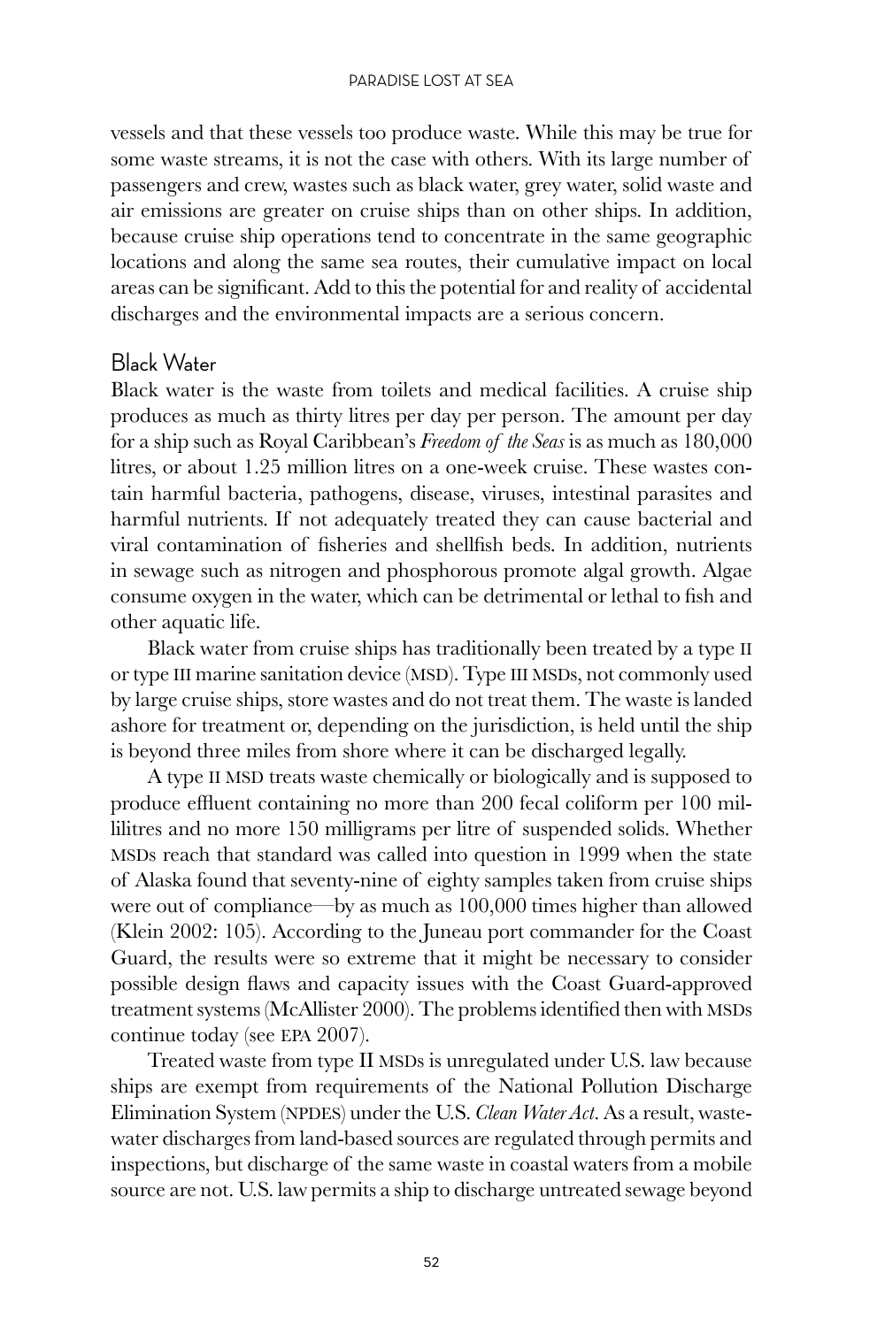vessels and that these vessels too produce waste. While this may be true for some waste streams, it is not the case with others. With its large number of passengers and crew, wastes such as black water, grey water, solid waste and air emissions are greater on cruise ships than on other ships. In addition, because cruise ship operations tend to concentrate in the same geographic locations and along the same sea routes, their cumulative impact on local areas can be significant. Add to this the potential for and reality of accidental discharges and the environmental impacts are a serious concern.

## Black Water

Black water is the waste from toilets and medical facilities. A cruise ship produces as much as thirty litres per day per person. The amount per day for a ship such as Royal Caribbean's *Freedom of the Seas* is as much as 180,000 litres, or about 1.25 million litres on a one-week cruise. These wastes contain harmful bacteria, pathogens, disease, viruses, intestinal parasites and harmful nutrients. If not adequately treated they can cause bacterial and viral contamination of fisheries and shellfish beds. In addition, nutrients in sewage such as nitrogen and phosphorous promote algal growth. Algae consume oxygen in the water, which can be detrimental or lethal to fish and other aquatic life.

Black water from cruise ships has traditionally been treated by a type II or type III marine sanitation device (MSD). Type III MSDs, not commonly used by large cruise ships, store wastes and do not treat them. The waste is landed ashore for treatment or, depending on the jurisdiction, is held until the ship is beyond three miles from shore where it can be discharged legally.

A type II MSD treats waste chemically or biologically and is supposed to produce effluent containing no more than 200 fecal coliform per 100 millilitres and no more 150 milligrams per litre of suspended solids. Whether MSDs reach that standard was called into question in 1999 when the state of Alaska found that seventy-nine of eighty samples taken from cruise ships were out of compliance—by as much as 100,000 times higher than allowed (Klein 2002: 105). According to the Juneau port commander for the Coast Guard, the results were so extreme that it might be necessary to consider possible design flaws and capacity issues with the Coast Guard-approved treatment systems (McAllister 2000). The problems identified then with MSDs continue today (see EPA 2007).

Treated waste from type II MSDs is unregulated under U.S. law because ships are exempt from requirements of the National Pollution Discharge Elimination System (NPDES) under the U.S. *Clean Water Act*. As a result, wastewater discharges from land-based sources are regulated through permits and inspections, but discharge of the same waste in coastal waters from a mobile source are not. U.S. law permits a ship to discharge untreated sewage beyond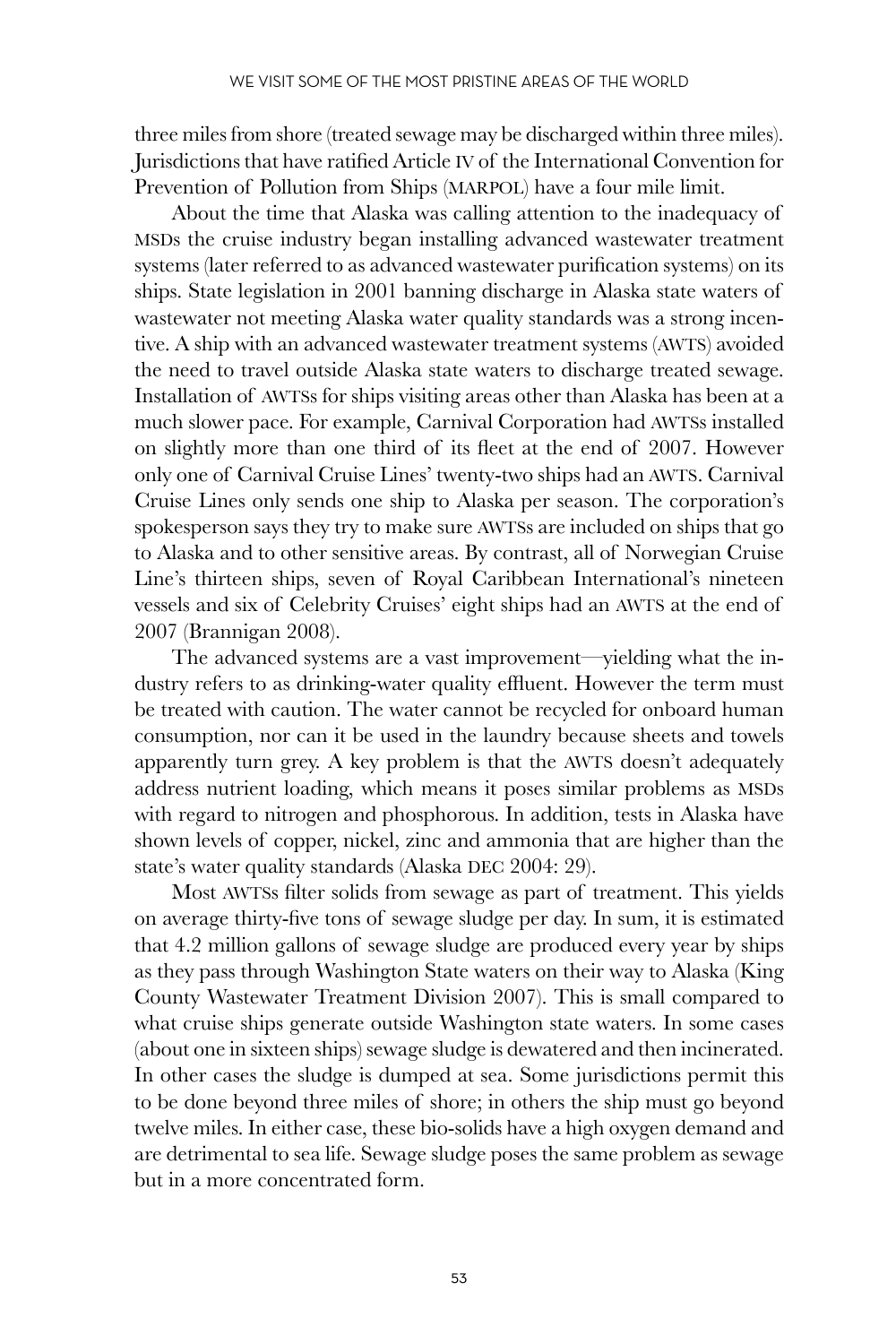three miles from shore (treated sewage may be discharged within three miles). Jurisdictions that have ratified Article IV of the International Convention for Prevention of Pollution from Ships (MARPOL) have a four mile limit.

About the time that Alaska was calling attention to the inadequacy of MSDs the cruise industry began installing advanced wastewater treatment systems (later referred to as advanced wastewater purification systems) on its ships. State legislation in 2001 banning discharge in Alaska state waters of wastewater not meeting Alaska water quality standards was a strong incentive. A ship with an advanced wastewater treatment systems (AWTS) avoided the need to travel outside Alaska state waters to discharge treated sewage. Installation of AWTSs for ships visiting areas other than Alaska has been at a much slower pace. For example, Carnival Corporation had AWTSs installed on slightly more than one third of its fleet at the end of 2007. However only one of Carnival Cruise Lines' twenty-two ships had an AWTS. Carnival Cruise Lines only sends one ship to Alaska per season. The corporation's spokesperson says they try to make sure AWTSs are included on ships that go to Alaska and to other sensitive areas. By contrast, all of Norwegian Cruise Line's thirteen ships, seven of Royal Caribbean International's nineteen vessels and six of Celebrity Cruises' eight ships had an AWTS at the end of 2007 (Brannigan 2008).

The advanced systems are a vast improvement—yielding what the industry refers to as drinking-water quality effluent. However the term must be treated with caution. The water cannot be recycled for onboard human consumption, nor can it be used in the laundry because sheets and towels apparently turn grey. A key problem is that the AWTS doesn't adequately address nutrient loading, which means it poses similar problems as MSDs with regard to nitrogen and phosphorous. In addition, tests in Alaska have shown levels of copper, nickel, zinc and ammonia that are higher than the state's water quality standards (Alaska DEC 2004: 29).

Most AWTSs filter solids from sewage as part of treatment. This yields on average thirty-five tons of sewage sludge per day. In sum, it is estimated that 4.2 million gallons of sewage sludge are produced every year by ships as they pass through Washington State waters on their way to Alaska (King County Wastewater Treatment Division 2007). This is small compared to what cruise ships generate outside Washington state waters. In some cases (about one in sixteen ships) sewage sludge is dewatered and then incinerated. In other cases the sludge is dumped at sea. Some jurisdictions permit this to be done beyond three miles of shore; in others the ship must go beyond twelve miles. In either case, these bio-solids have a high oxygen demand and are detrimental to sea life. Sewage sludge poses the same problem as sewage but in a more concentrated form.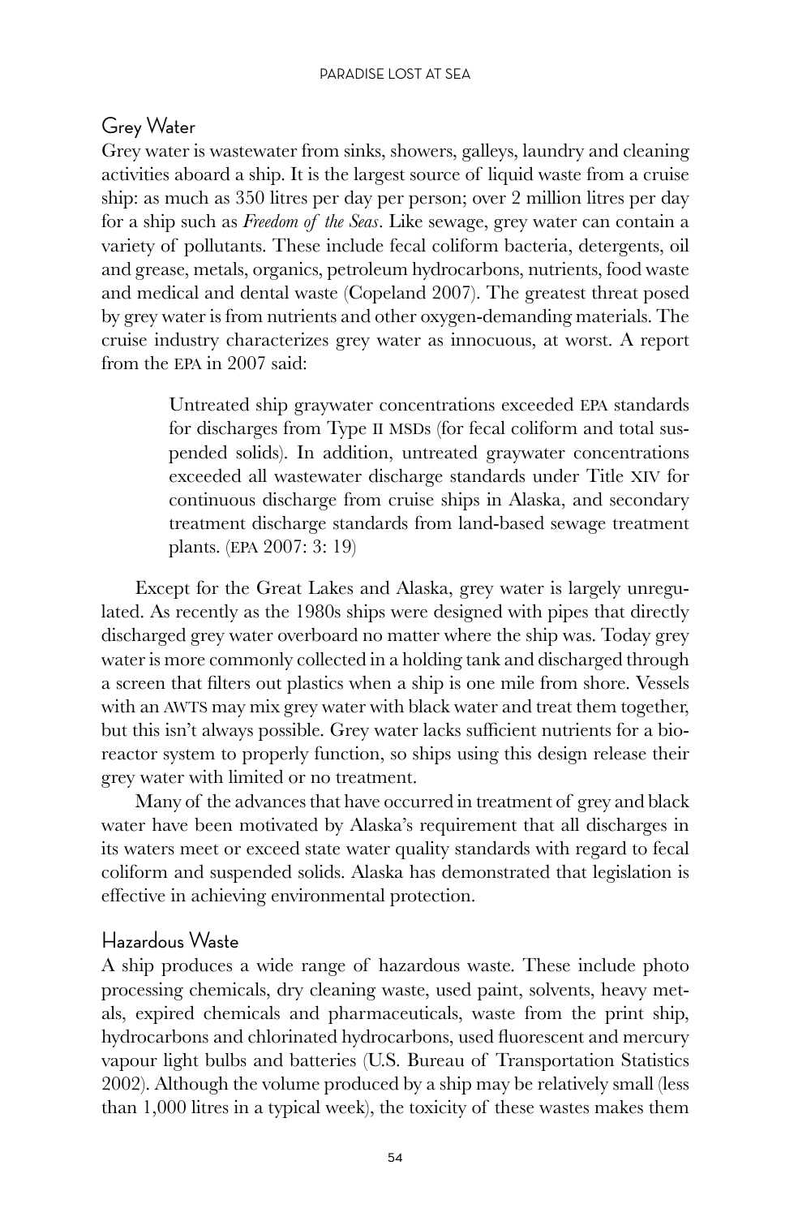## Grey Water

Grey water is wastewater from sinks, showers, galleys, laundry and cleaning activities aboard a ship. It is the largest source of liquid waste from a cruise ship: as much as 350 litres per day per person; over 2 million litres per day for a ship such as *Freedom of the Seas*. Like sewage, grey water can contain a variety of pollutants. These include fecal coliform bacteria, detergents, oil and grease, metals, organics, petroleum hydrocarbons, nutrients, food waste and medical and dental waste (Copeland 2007). The greatest threat posed by grey water is from nutrients and other oxygen-demanding materials. The cruise industry characterizes grey water as innocuous, at worst. A report from the EPA in 2007 said:

> Untreated ship graywater concentrations exceeded EPA standards for discharges from Type II MSDs (for fecal coliform and total suspended solids). In addition, untreated graywater concentrations exceeded all wastewater discharge standards under Title XIV for continuous discharge from cruise ships in Alaska, and secondary treatment discharge standards from land-based sewage treatment plants. (EPA 2007: 3: 19)

Except for the Great Lakes and Alaska, grey water is largely unregulated. As recently as the 1980s ships were designed with pipes that directly discharged grey water overboard no matter where the ship was. Today grey water is more commonly collected in a holding tank and discharged through a screen that filters out plastics when a ship is one mile from shore. Vessels with an AWTS may mix grey water with black water and treat them together, but this isn't always possible. Grey water lacks sufficient nutrients for a bioreactor system to properly function, so ships using this design release their grey water with limited or no treatment.

Many of the advances that have occurred in treatment of grey and black water have been motivated by Alaska's requirement that all discharges in its waters meet or exceed state water quality standards with regard to fecal coliform and suspended solids. Alaska has demonstrated that legislation is effective in achieving environmental protection.

## Hazardous Waste

A ship produces a wide range of hazardous waste. These include photo processing chemicals, dry cleaning waste, used paint, solvents, heavy metals, expired chemicals and pharmaceuticals, waste from the print ship, hydrocarbons and chlorinated hydrocarbons, used fluorescent and mercury vapour light bulbs and batteries (U.S. Bureau of Transportation Statistics 2002). Although the volume produced by a ship may be relatively small (less than 1,000 litres in a typical week), the toxicity of these wastes makes them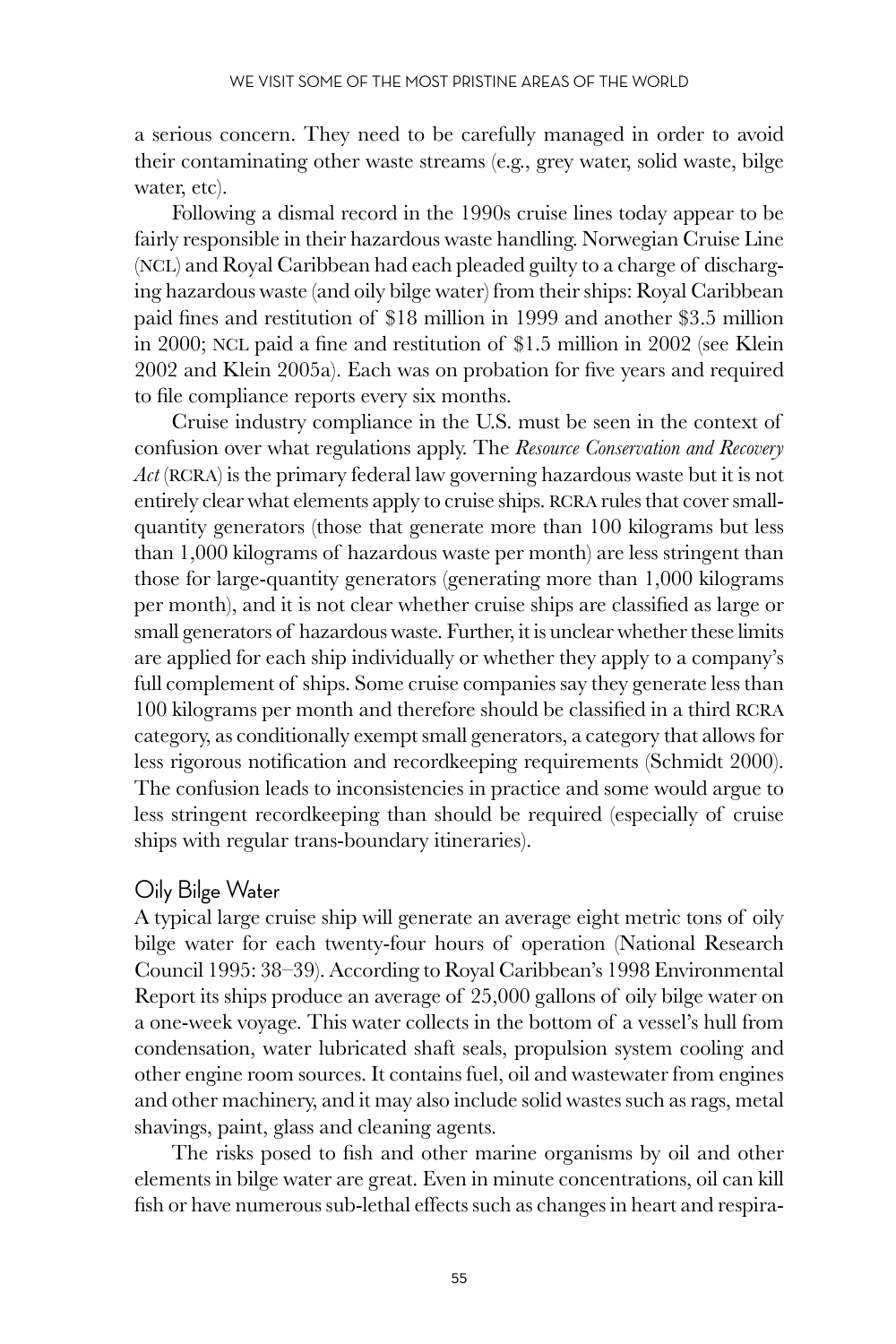a serious concern. They need to be carefully managed in order to avoid their contaminating other waste streams (e.g., grey water, solid waste, bilge water, etc).

Following a dismal record in the 1990s cruise lines today appear to be fairly responsible in their hazardous waste handling. Norwegian Cruise Line (NCL) and Royal Caribbean had each pleaded guilty to a charge of discharging hazardous waste (and oily bilge water) from their ships: Royal Caribbean paid fines and restitution of $18 million in 1999 and another $3.5 million in 2000; NCL paid a fine and restitution of $1.5 million in 2002 (see Klein 2002 and Klein 2005a). Each was on probation for five years and required to file compliance reports every six months.

Cruise industry compliance in the U.S. must be seen in the context of confusion over what regulations apply. The *Resource Conservation and Recovery Act* (RCRA) is the primary federal law governing hazardous waste but it is not entirely clear what elements apply to cruise ships. RCRA rules that cover small-quantity generators (those that generate more than 100 kilograms but less than 1,000 kilograms of hazardous waste per month) are less stringent than those for large-quantity generators (generating more than 1,000 kilograms per month), and it is not clear whether cruise ships are classified as large or small generators of hazardous waste. Further, it is unclear whether these limits are applied for each ship individually or whether they apply to a company's full complement of ships. Some cruise companies say they generate less than 100 kilograms per month and therefore should be classified in a third RCRA category, as conditionally exempt small generators, a category that allows for less rigorous notification and recordkeeping requirements (Schmidt 2000). The confusion leads to inconsistencies in practice and some would argue to less stringent recordkeeping than should be required (especially of cruise ships with regular trans-boundary itineraries).

## Oily Bilge Water

A typical large cruise ship will generate an average eight metric tons of oily bilge water for each twenty-four hours of operation (National Research Council 1995: 38–39). According to Royal Caribbean's 1998 Environmental Report its ships produce an average of 25,000 gallons of oily bilge water on a one-week voyage. This water collects in the bottom of a vessel's hull from condensation, water lubricated shaft seals, propulsion system cooling and other engine room sources. It contains fuel, oil and wastewater from engines and other machinery, and it may also include solid wastes such as rags, metal shavings, paint, glass and cleaning agents.

The risks posed to fish and other marine organisms by oil and other elements in bilge water are great. Even in minute concentrations, oil can kill fish or have numerous sub-lethal effects such as changes in heart and respira-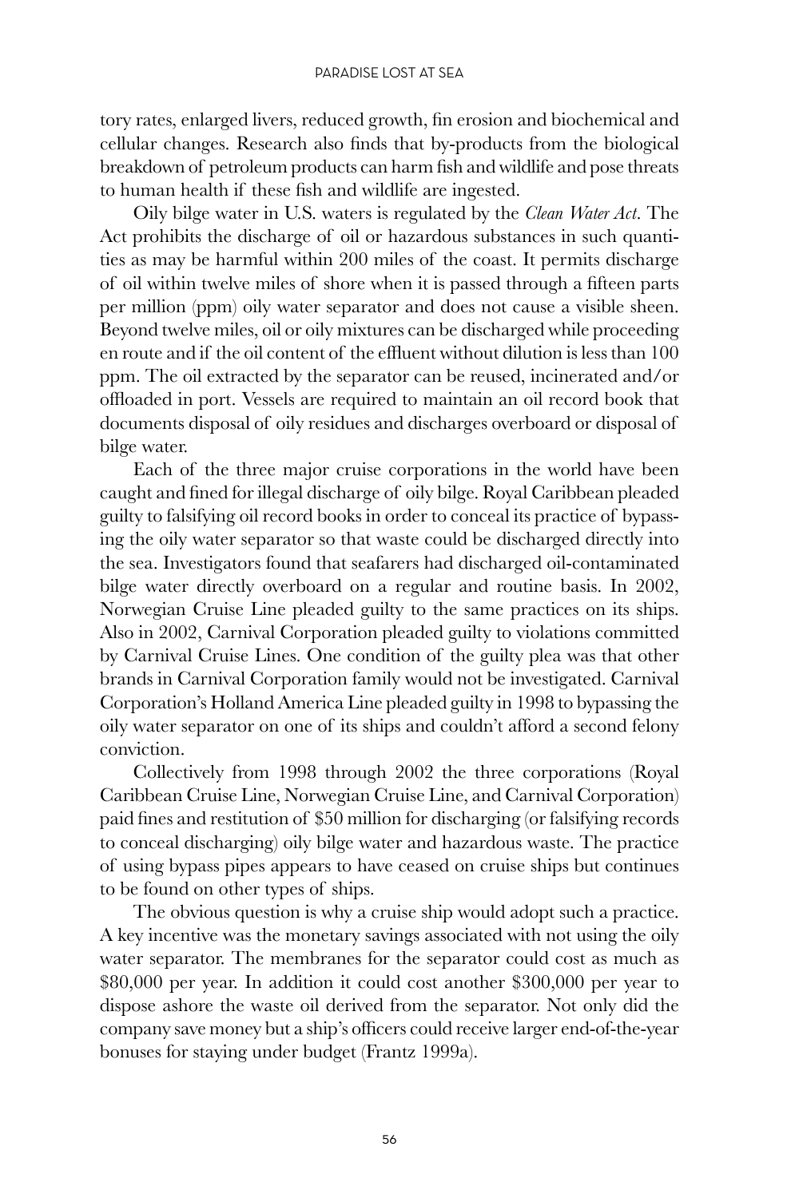tory rates, enlarged livers, reduced growth, fin erosion and biochemical and cellular changes. Research also finds that by-products from the biological breakdown of petroleum products can harm fish and wildlife and pose threats to human health if these fish and wildlife are ingested.

Oily bilge water in U.S. waters is regulated by the *Clean Water Act*. The Act prohibits the discharge of oil or hazardous substances in such quantities as may be harmful within 200 miles of the coast. It permits discharge of oil within twelve miles of shore when it is passed through a fifteen parts per million (ppm) oily water separator and does not cause a visible sheen. Beyond twelve miles, oil or oily mixtures can be discharged while proceeding en route and if the oil content of the effluent without dilution is less than 100 ppm. The oil extracted by the separator can be reused, incinerated and/or offloaded in port. Vessels are required to maintain an oil record book that documents disposal of oily residues and discharges overboard or disposal of bilge water.

Each of the three major cruise corporations in the world have been caught and fined for illegal discharge of oily bilge. Royal Caribbean pleaded guilty to falsifying oil record books in order to conceal its practice of bypassing the oily water separator so that waste could be discharged directly into the sea. Investigators found that seafarers had discharged oil-contaminated bilge water directly overboard on a regular and routine basis. In 2002, Norwegian Cruise Line pleaded guilty to the same practices on its ships. Also in 2002, Carnival Corporation pleaded guilty to violations committed by Carnival Cruise Lines. One condition of the guilty plea was that other brands in Carnival Corporation family would not be investigated. Carnival Corporation's Holland America Line pleaded guilty in 1998 to bypassing the oily water separator on one of its ships and couldn't afford a second felony conviction.

Collectively from 1998 through 2002 the three corporations (Royal Caribbean Cruise Line, Norwegian Cruise Line, and Carnival Corporation) paid fines and restitution of $50 million for discharging (or falsifying records to conceal discharging) oily bilge water and hazardous waste. The practice of using bypass pipes appears to have ceased on cruise ships but continues to be found on other types of ships.

The obvious question is why a cruise ship would adopt such a practice. A key incentive was the monetary savings associated with not using the oily water separator. The membranes for the separator could cost as much as $80,000 per year. In addition it could cost another $300,000 per year to dispose ashore the waste oil derived from the separator. Not only did the company save money but a ship's officers could receive larger end-of-the-year bonuses for staying under budget (Frantz 1999a).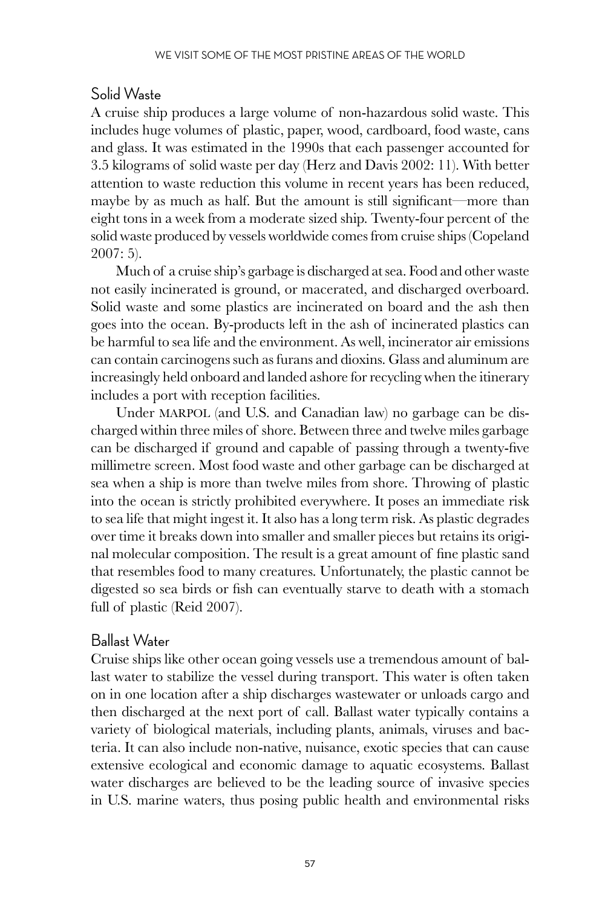## Solid Waste

A cruise ship produces a large volume of non-hazardous solid waste. This includes huge volumes of plastic, paper, wood, cardboard, food waste, cans and glass. It was estimated in the 1990s that each passenger accounted for 3.5 kilograms of solid waste per day (Herz and Davis 2002: 11). With better attention to waste reduction this volume in recent years has been reduced, maybe by as much as half. But the amount is still significant—more than eight tons in a week from a moderate sized ship. Twenty-four percent of the solid waste produced by vessels worldwide comes from cruise ships (Copeland 2007: 5).

Much of a cruise ship's garbage is discharged at sea. Food and other waste not easily incinerated is ground, or macerated, and discharged overboard. Solid waste and some plastics are incinerated on board and the ash then goes into the ocean. By-products left in the ash of incinerated plastics can be harmful to sea life and the environment. As well, incinerator air emissions can contain carcinogens such as furans and dioxins. Glass and aluminum are increasingly held onboard and landed ashore for recycling when the itinerary includes a port with reception facilities.

Under MARPOL (and U.S. and Canadian law) no garbage can be discharged within three miles of shore. Between three and twelve miles garbage can be discharged if ground and capable of passing through a twenty-five millimetre screen. Most food waste and other garbage can be discharged at sea when a ship is more than twelve miles from shore. Throwing of plastic into the ocean is strictly prohibited everywhere. It poses an immediate risk to sea life that might ingest it. It also has a long term risk. As plastic degrades over time it breaks down into smaller and smaller pieces but retains its original molecular composition. The result is a great amount of fine plastic sand that resembles food to many creatures. Unfortunately, the plastic cannot be digested so sea birds or fish can eventually starve to death with a stomach full of plastic (Reid 2007).

## Ballast Water

Cruise ships like other ocean going vessels use a tremendous amount of ballast water to stabilize the vessel during transport. This water is often taken on in one location after a ship discharges wastewater or unloads cargo and then discharged at the next port of call. Ballast water typically contains a variety of biological materials, including plants, animals, viruses and bacteria. It can also include non-native, nuisance, exotic species that can cause extensive ecological and economic damage to aquatic ecosystems. Ballast water discharges are believed to be the leading source of invasive species in U.S. marine waters, thus posing public health and environmental risks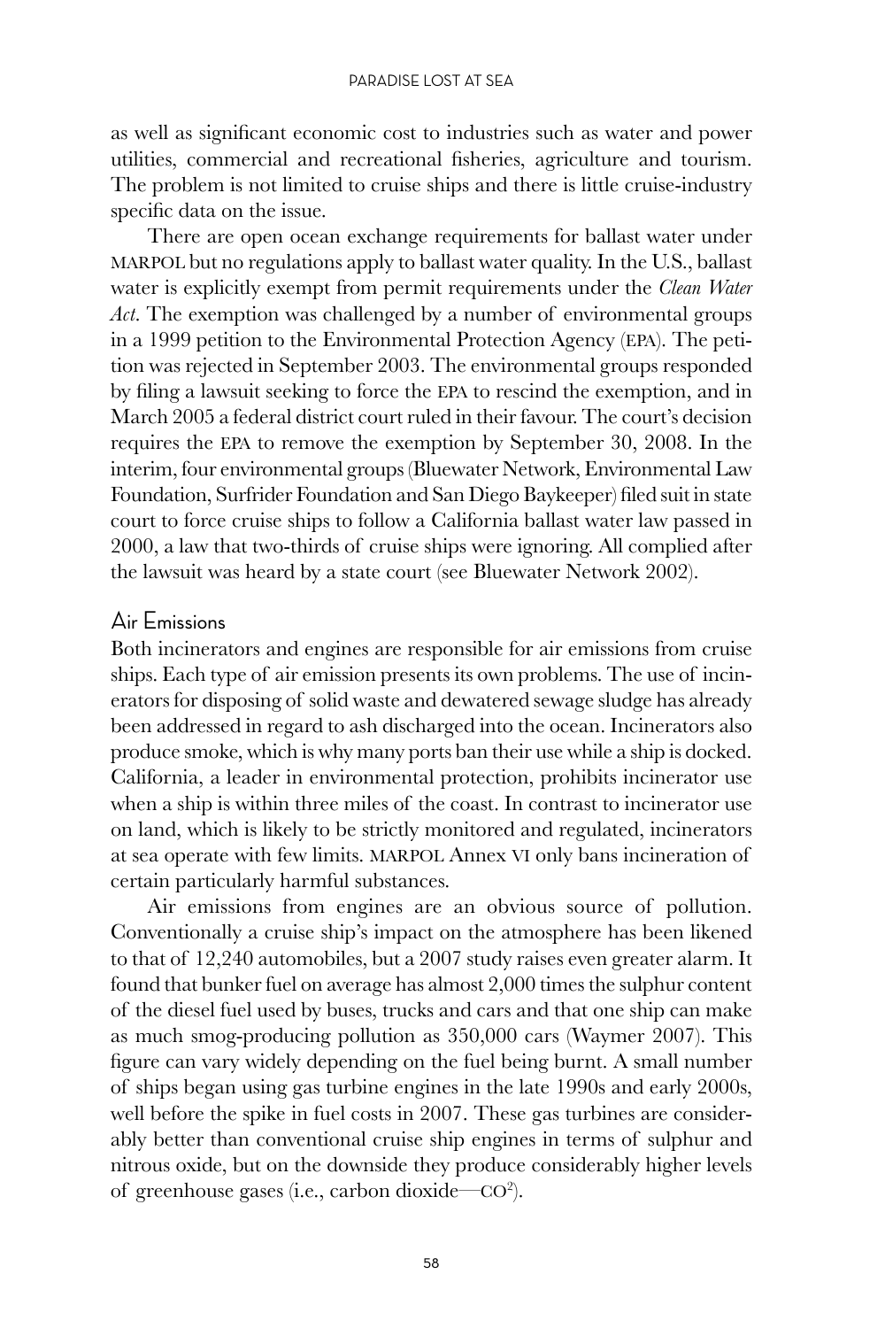as well as significant economic cost to industries such as water and power utilities, commercial and recreational fisheries, agriculture and tourism. The problem is not limited to cruise ships and there is little cruise-industry specific data on the issue.

There are open ocean exchange requirements for ballast water under MARPOL but no regulations apply to ballast water quality. In the U.S., ballast water is explicitly exempt from permit requirements under the *Clean Water Act*. The exemption was challenged by a number of environmental groups in a 1999 petition to the Environmental Protection Agency (EPA). The petition was rejected in September 2003. The environmental groups responded by filing a lawsuit seeking to force the EPA to rescind the exemption, and in March 2005 a federal district court ruled in their favour. The court's decision requires the EPA to remove the exemption by September 30, 2008. In the interim, four environmental groups (Bluewater Network, Environmental Law Foundation, Surfrider Foundation and San Diego Baykeeper) filed suit in state court to force cruise ships to follow a California ballast water law passed in 2000, a law that two-thirds of cruise ships were ignoring. All complied after the lawsuit was heard by a state court (see Bluewater Network 2002).

## Air Emissions

Both incinerators and engines are responsible for air emissions from cruise ships. Each type of air emission presents its own problems. The use of incinerators for disposing of solid waste and dewatered sewage sludge has already been addressed in regard to ash discharged into the ocean. Incinerators also produce smoke, which is why many ports ban their use while a ship is docked. California, a leader in environmental protection, prohibits incinerator use when a ship is within three miles of the coast. In contrast to incinerator use on land, which is likely to be strictly monitored and regulated, incinerators at sea operate with few limits. MARPOL Annex VI only bans incineration of certain particularly harmful substances.

Air emissions from engines are an obvious source of pollution. Conventionally a cruise ship's impact on the atmosphere has been likened to that of 12,240 automobiles, but a 2007 study raises even greater alarm. It found that bunker fuel on average has almost 2,000 times the sulphur content of the diesel fuel used by buses, trucks and cars and that one ship can make as much smog-producing pollution as 350,000 cars (Waymer 2007). This figure can vary widely depending on the fuel being burnt. A small number of ships began using gas turbine engines in the late 1990s and early 2000s, well before the spike in fuel costs in 2007. These gas turbines are considerably better than conventional cruise ship engines in terms of sulphur and nitrous oxide, but on the downside they produce considerably higher levels of greenhouse gases (i.e., carbon dioxide—$CO^2$).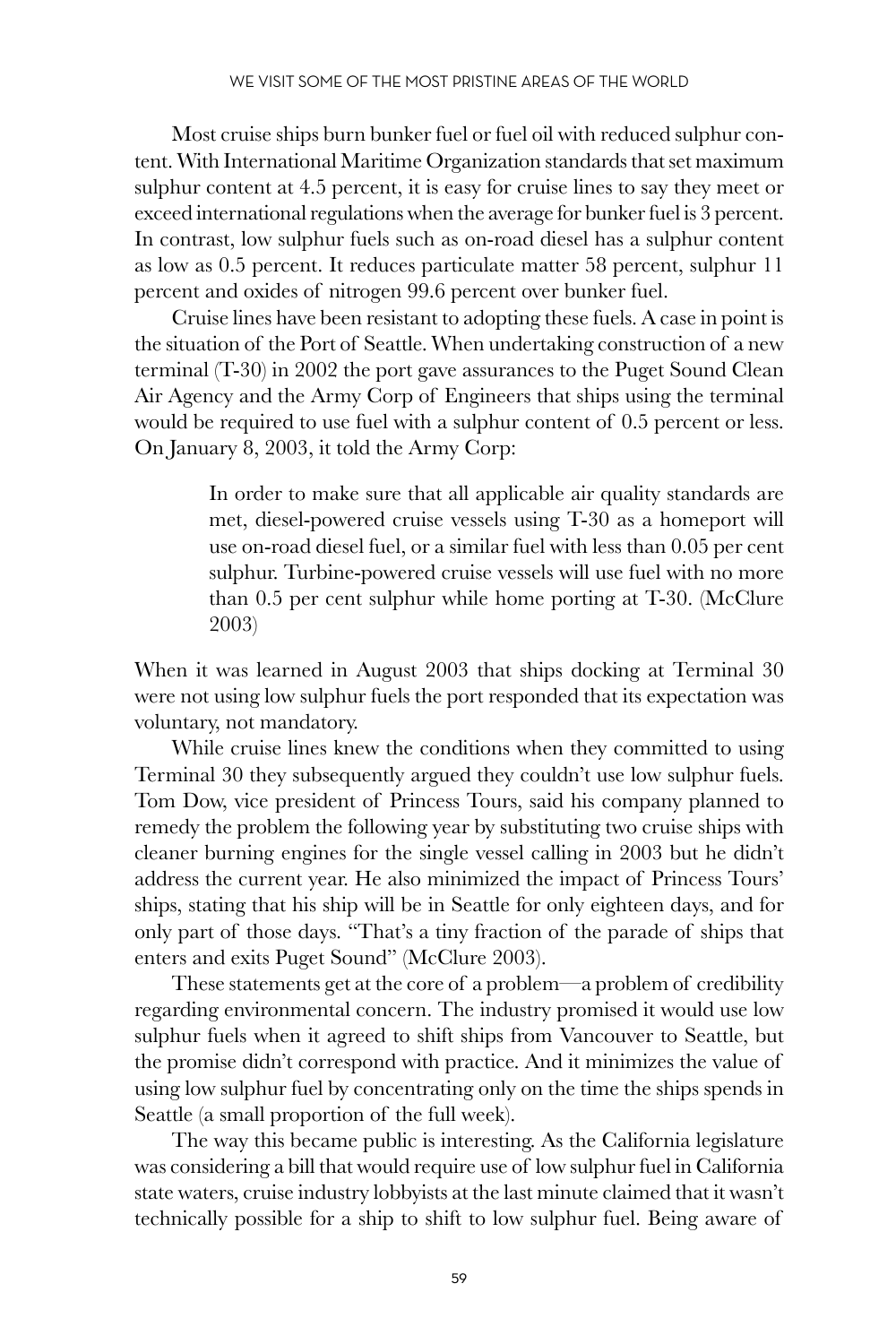Most cruise ships burn bunker fuel or fuel oil with reduced sulphur content. With International Maritime Organization standards that set maximum sulphur content at 4.5 percent, it is easy for cruise lines to say they meet or exceed international regulations when the average for bunker fuel is 3 percent. In contrast, low sulphur fuels such as on-road diesel has a sulphur content as low as 0.5 percent. It reduces particulate matter 58 percent, sulphur 11 percent and oxides of nitrogen 99.6 percent over bunker fuel.

Cruise lines have been resistant to adopting these fuels. A case in point is the situation of the Port of Seattle. When undertaking construction of a new terminal (T-30) in 2002 the port gave assurances to the Puget Sound Clean Air Agency and the Army Corp of Engineers that ships using the terminal would be required to use fuel with a sulphur content of 0.5 percent or less. On January 8, 2003, it told the Army Corp:

> In order to make sure that all applicable air quality standards are met, diesel-powered cruise vessels using T-30 as a homeport will use on-road diesel fuel, or a similar fuel with less than 0.05 per cent sulphur. Turbine-powered cruise vessels will use fuel with no more than 0.5 per cent sulphur while home porting at T-30. (McClure 2003)

When it was learned in August 2003 that ships docking at Terminal 30 were not using low sulphur fuels the port responded that its expectation was voluntary, not mandatory.

While cruise lines knew the conditions when they committed to using Terminal 30 they subsequently argued they couldn't use low sulphur fuels. Tom Dow, vice president of Princess Tours, said his company planned to remedy the problem the following year by substituting two cruise ships with cleaner burning engines for the single vessel calling in 2003 but he didn't address the current year. He also minimized the impact of Princess Tours' ships, stating that his ship will be in Seattle for only eighteen days, and for only part of those days. "That's a tiny fraction of the parade of ships that enters and exits Puget Sound" (McClure 2003).

These statements get at the core of a problem—a problem of credibility regarding environmental concern. The industry promised it would use low sulphur fuels when it agreed to shift ships from Vancouver to Seattle, but the promise didn't correspond with practice. And it minimizes the value of using low sulphur fuel by concentrating only on the time the ships spends in Seattle (a small proportion of the full week).

The way this became public is interesting. As the California legislature was considering a bill that would require use of low sulphur fuel in California state waters, cruise industry lobbyists at the last minute claimed that it wasn't technically possible for a ship to shift to low sulphur fuel. Being aware of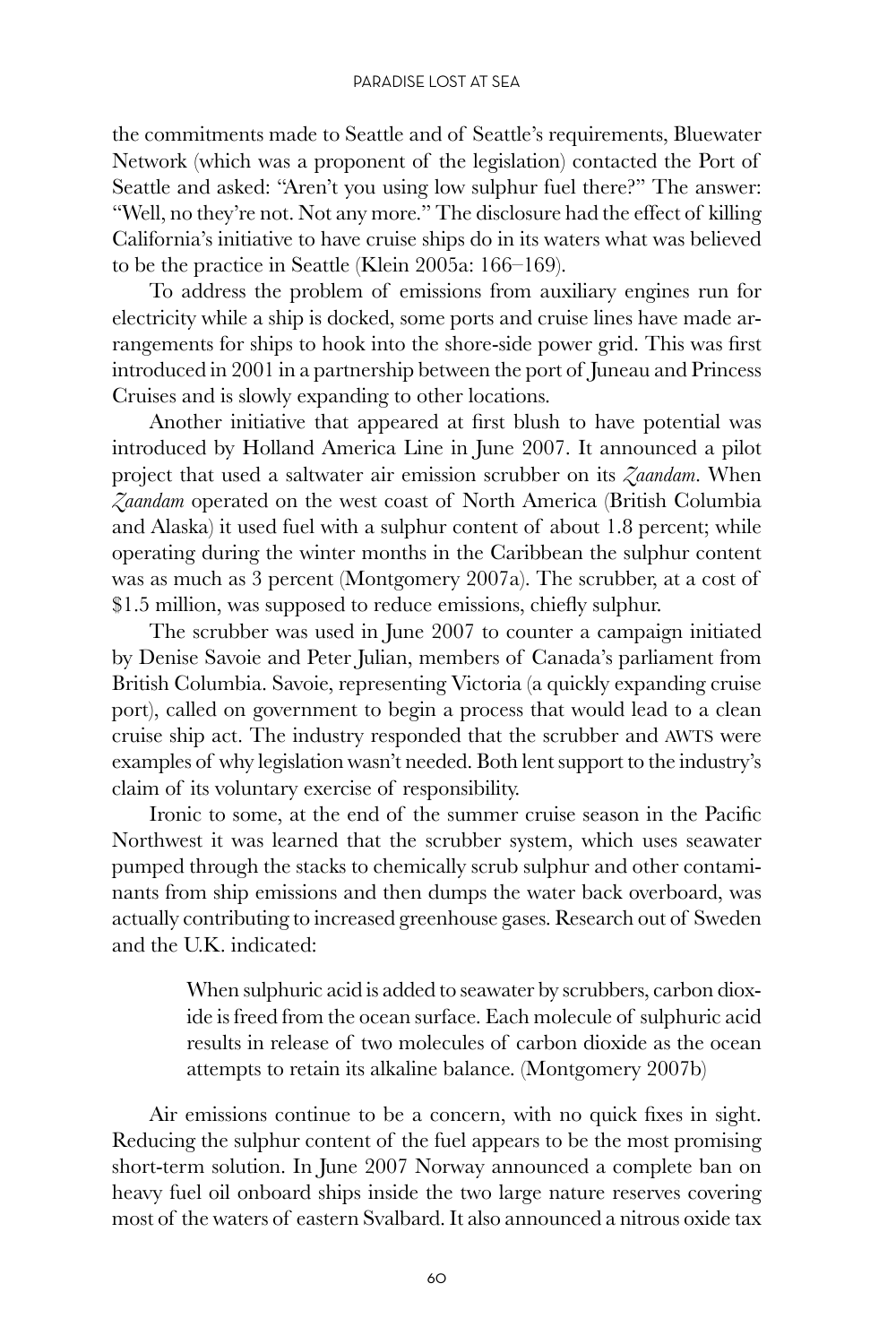the commitments made to Seattle and of Seattle's requirements, Bluewater Network (which was a proponent of the legislation) contacted the Port of Seattle and asked: "Aren't you using low sulphur fuel there?" The answer: "Well, no they're not. Not any more." The disclosure had the effect of killing California's initiative to have cruise ships do in its waters what was believed to be the practice in Seattle (Klein 2005a: 166–169).

To address the problem of emissions from auxiliary engines run for electricity while a ship is docked, some ports and cruise lines have made arrangements for ships to hook into the shore-side power grid. This was first introduced in 2001 in a partnership between the port of Juneau and Princess Cruises and is slowly expanding to other locations.

Another initiative that appeared at first blush to have potential was introduced by Holland America Line in June 2007. It announced a pilot project that used a saltwater air emission scrubber on its *Zaandam*. When *Zaandam* operated on the west coast of North America (British Columbia and Alaska) it used fuel with a sulphur content of about 1.8 percent; while operating during the winter months in the Caribbean the sulphur content was as much as 3 percent (Montgomery 2007a). The scrubber, at a cost of $1.5 million, was supposed to reduce emissions, chiefly sulphur.

The scrubber was used in June 2007 to counter a campaign initiated by Denise Savoie and Peter Julian, members of Canada's parliament from British Columbia. Savoie, representing Victoria (a quickly expanding cruise port), called on government to begin a process that would lead to a clean cruise ship act. The industry responded that the scrubber and AWTS were examples of why legislation wasn't needed. Both lent support to the industry's claim of its voluntary exercise of responsibility.

Ironic to some, at the end of the summer cruise season in the Pacific Northwest it was learned that the scrubber system, which uses seawater pumped through the stacks to chemically scrub sulphur and other contaminants from ship emissions and then dumps the water back overboard, was actually contributing to increased greenhouse gases. Research out of Sweden and the U.K. indicated:

> When sulphuric acid is added to seawater by scrubbers, carbon dioxide is freed from the ocean surface. Each molecule of sulphuric acid results in release of two molecules of carbon dioxide as the ocean attempts to retain its alkaline balance. (Montgomery 2007b)

Air emissions continue to be a concern, with no quick fixes in sight. Reducing the sulphur content of the fuel appears to be the most promising short-term solution. In June 2007 Norway announced a complete ban on heavy fuel oil onboard ships inside the two large nature reserves covering most of the waters of eastern Svalbard. It also announced a nitrous oxide tax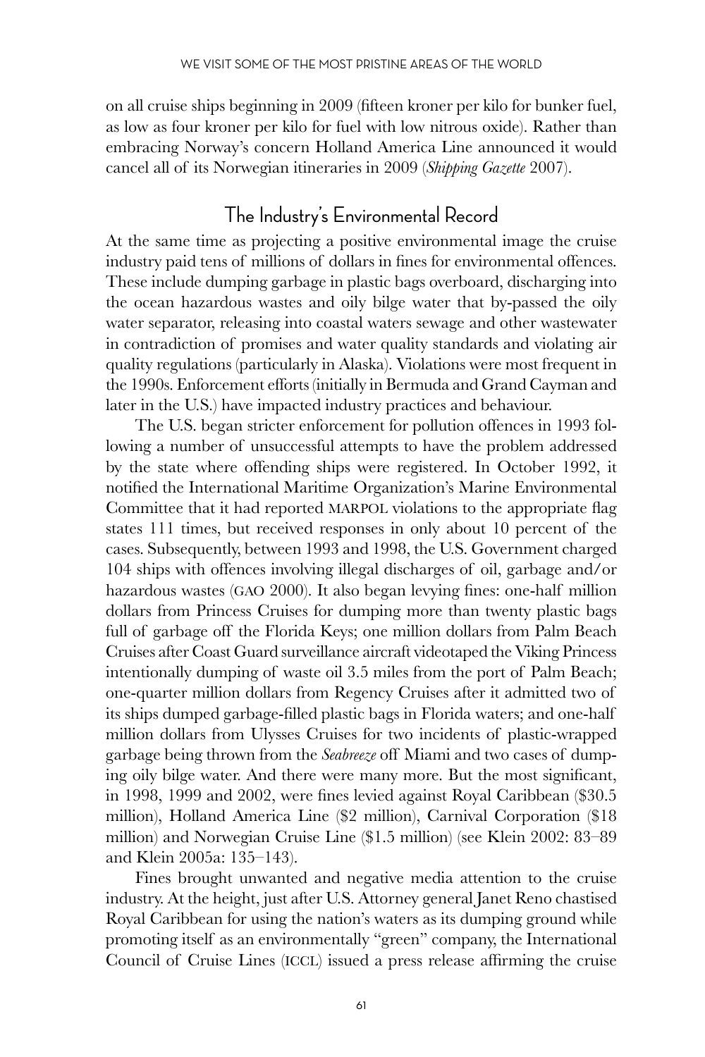on all cruise ships beginning in 2009 (fifteen kroner per kilo for bunker fuel, as low as four kroner per kilo for fuel with low nitrous oxide). Rather than embracing Norway's concern Holland America Line announced it would cancel all of its Norwegian itineraries in 2009 (*Shipping Gazette* 2007).

## The Industry's Environmental Record

At the same time as projecting a positive environmental image the cruise industry paid tens of millions of dollars in fines for environmental offences. These include dumping garbage in plastic bags overboard, discharging into the ocean hazardous wastes and oily bilge water that by-passed the oily water separator, releasing into coastal waters sewage and other wastewater in contradiction of promises and water quality standards and violating air quality regulations (particularly in Alaska). Violations were most frequent in the 1990s. Enforcement efforts (initially in Bermuda and Grand Cayman and later in the U.S.) have impacted industry practices and behaviour.

The U.S. began stricter enforcement for pollution offences in 1993 following a number of unsuccessful attempts to have the problem addressed by the state where offending ships were registered. In October 1992, it notified the International Maritime Organization's Marine Environmental Committee that it had reported MARPOL violations to the appropriate flag states 111 times, but received responses in only about 10 percent of the cases. Subsequently, between 1993 and 1998, the U.S. Government charged 104 ships with offences involving illegal discharges of oil, garbage and/or hazardous wastes (GAO 2000). It also began levying fines: one-half million dollars from Princess Cruises for dumping more than twenty plastic bags full of garbage off the Florida Keys; one million dollars from Palm Beach Cruises after Coast Guard surveillance aircraft videotaped the Viking Princess intentionally dumping of waste oil 3.5 miles from the port of Palm Beach; one-quarter million dollars from Regency Cruises after it admitted two of its ships dumped garbage-filled plastic bags in Florida waters; and one-half million dollars from Ulysses Cruises for two incidents of plastic-wrapped garbage being thrown from the *Seabreeze* off Miami and two cases of dumping oily bilge water. And there were many more. But the most significant, in 1998, 1999 and 2002, were fines levied against Royal Caribbean ($30.5 million), Holland America Line ($2 million), Carnival Corporation ($18 million) and Norwegian Cruise Line ($1.5 million) (see Klein 2002: 83–89 and Klein 2005a: 135–143).

Fines brought unwanted and negative media attention to the cruise industry. At the height, just after U.S. Attorney general Janet Reno chastised Royal Caribbean for using the nation's waters as its dumping ground while promoting itself as an environmentally "green" company, the International Council of Cruise Lines (ICCL) issued a press release affirming the cruise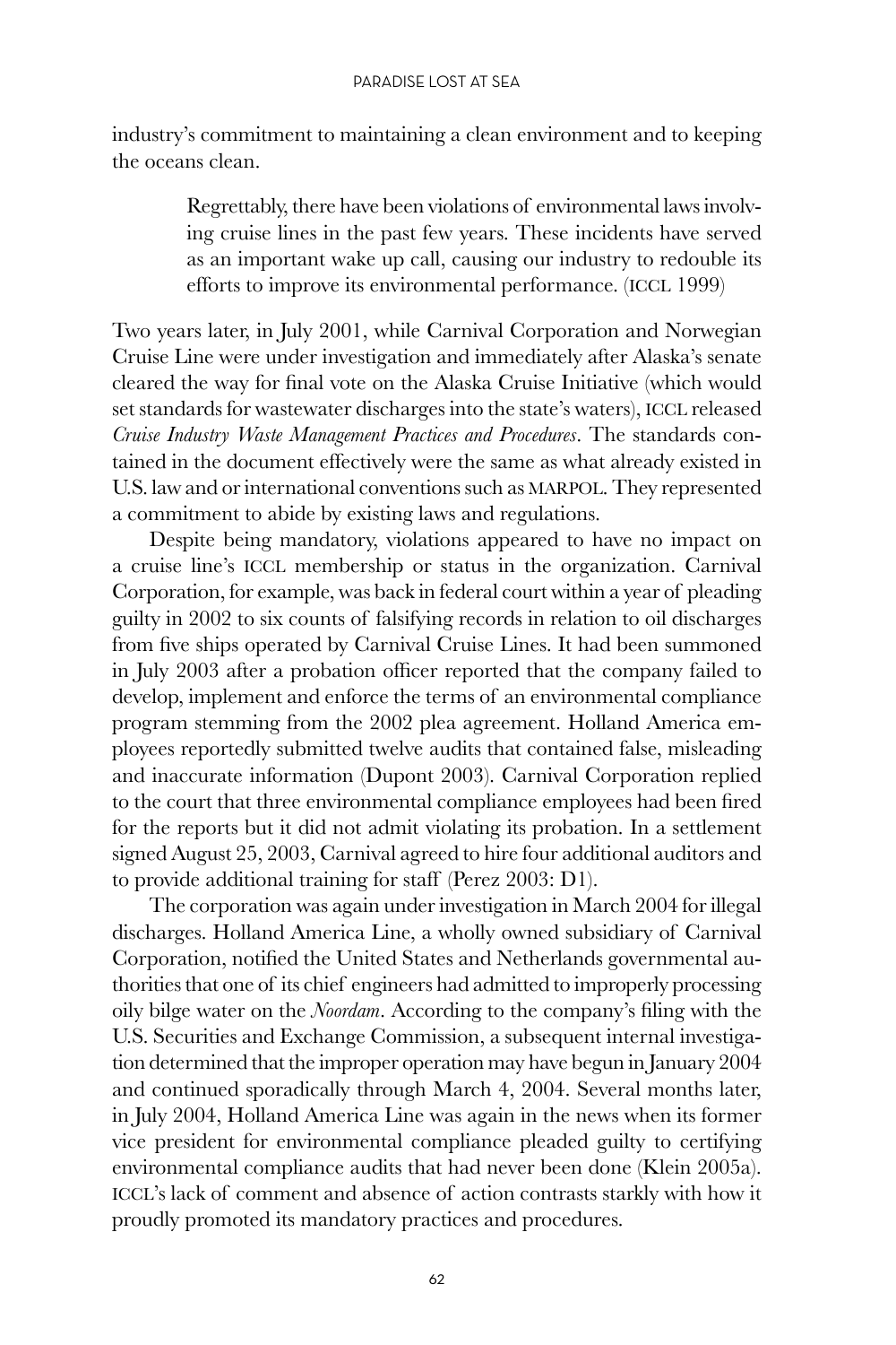industry's commitment to maintaining a clean environment and to keeping the oceans clean.

> Regrettably, there have been violations of environmental laws involving cruise lines in the past few years. These incidents have served as an important wake up call, causing our industry to redouble its efforts to improve its environmental performance. (ICCL 1999)

Two years later, in July 2001, while Carnival Corporation and Norwegian Cruise Line were under investigation and immediately after Alaska's senate cleared the way for final vote on the Alaska Cruise Initiative (which would set standards for wastewater discharges into the state's waters), ICCL released *Cruise Industry Waste Management Practices and Procedures*. The standards contained in the document effectively were the same as what already existed in U.S. law and or international conventions such as MARPOL. They represented a commitment to abide by existing laws and regulations.

Despite being mandatory, violations appeared to have no impact on a cruise line's ICCL membership or status in the organization. Carnival Corporation, for example, was back in federal court within a year of pleading guilty in 2002 to six counts of falsifying records in relation to oil discharges from five ships operated by Carnival Cruise Lines. It had been summoned in July 2003 after a probation officer reported that the company failed to develop, implement and enforce the terms of an environmental compliance program stemming from the 2002 plea agreement. Holland America employees reportedly submitted twelve audits that contained false, misleading and inaccurate information (Dupont 2003). Carnival Corporation replied to the court that three environmental compliance employees had been fired for the reports but it did not admit violating its probation. In a settlement signed August 25, 2003, Carnival agreed to hire four additional auditors and to provide additional training for staff (Perez 2003: D1).

The corporation was again under investigation in March 2004 for illegal discharges. Holland America Line, a wholly owned subsidiary of Carnival Corporation, notified the United States and Netherlands governmental authorities that one of its chief engineers had admitted to improperly processing oily bilge water on the *Noordam*. According to the company's filing with the U.S. Securities and Exchange Commission, a subsequent internal investigation determined that the improper operation may have begun in January 2004 and continued sporadically through March 4, 2004. Several months later, in July 2004, Holland America Line was again in the news when its former vice president for environmental compliance pleaded guilty to certifying environmental compliance audits that had never been done (Klein 2005a). ICCL's lack of comment and absence of action contrasts starkly with how it proudly promoted its mandatory practices and procedures.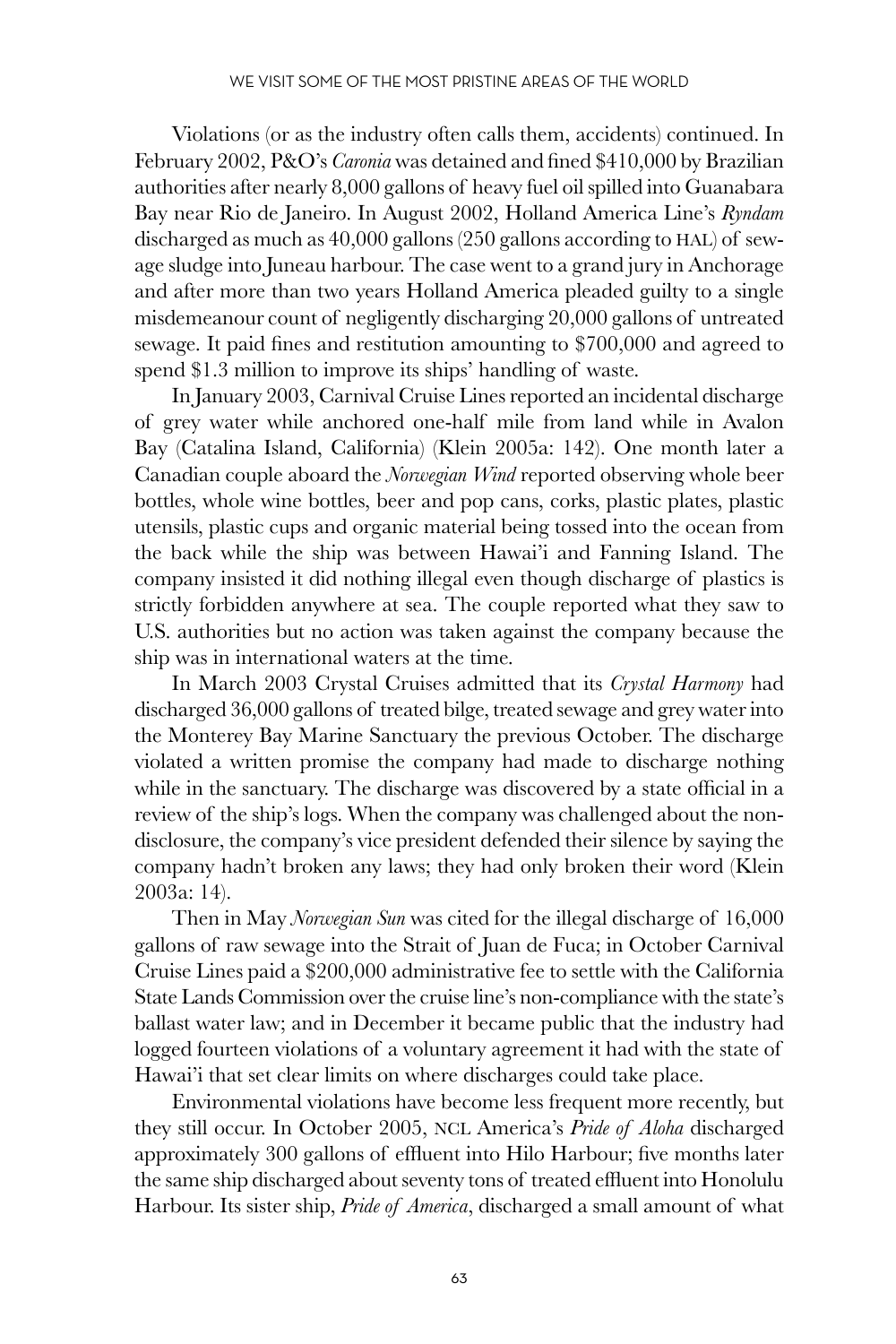Violations (or as the industry often calls them, accidents) continued. In February 2002, P&O's *Caronia* was detained and fined $410,000 by Brazilian authorities after nearly 8,000 gallons of heavy fuel oil spilled into Guanabara Bay near Rio de Janeiro. In August 2002, Holland America Line's *Ryndam* discharged as much as 40,000 gallons (250 gallons according to HAL) of sewage sludge into Juneau harbour. The case went to a grand jury in Anchorage and after more than two years Holland America pleaded guilty to a single misdemeanour count of negligently discharging 20,000 gallons of untreated sewage. It paid fines and restitution amounting to $700,000 and agreed to spend $1.3 million to improve its ships' handling of waste.

In January 2003, Carnival Cruise Lines reported an incidental discharge of grey water while anchored one-half mile from land while in Avalon Bay (Catalina Island, California) (Klein 2005a: 142). One month later a Canadian couple aboard the *Norwegian Wind* reported observing whole beer bottles, whole wine bottles, beer and pop cans, corks, plastic plates, plastic utensils, plastic cups and organic material being tossed into the ocean from the back while the ship was between Hawai'i and Fanning Island. The company insisted it did nothing illegal even though discharge of plastics is strictly forbidden anywhere at sea. The couple reported what they saw to U.S. authorities but no action was taken against the company because the ship was in international waters at the time.

In March 2003 Crystal Cruises admitted that its *Crystal Harmony* had discharged 36,000 gallons of treated bilge, treated sewage and grey water into the Monterey Bay Marine Sanctuary the previous October. The discharge violated a written promise the company had made to discharge nothing while in the sanctuary. The discharge was discovered by a state official in a review of the ship's logs. When the company was challenged about the non-disclosure, the company's vice president defended their silence by saying the company hadn't broken any laws; they had only broken their word (Klein 2003a: 14).

Then in May *Norwegian Sun* was cited for the illegal discharge of 16,000 gallons of raw sewage into the Strait of Juan de Fuca; in October Carnival Cruise Lines paid a $200,000 administrative fee to settle with the California State Lands Commission over the cruise line's non-compliance with the state's ballast water law; and in December it became public that the industry had logged fourteen violations of a voluntary agreement it had with the state of Hawai'i that set clear limits on where discharges could take place.

Environmental violations have become less frequent more recently, but they still occur. In October 2005, NCL America's *Pride of Aloha* discharged approximately 300 gallons of effluent into Hilo Harbour; five months later the same ship discharged about seventy tons of treated effluent into Honolulu Harbour. Its sister ship, *Pride of America*, discharged a small amount of what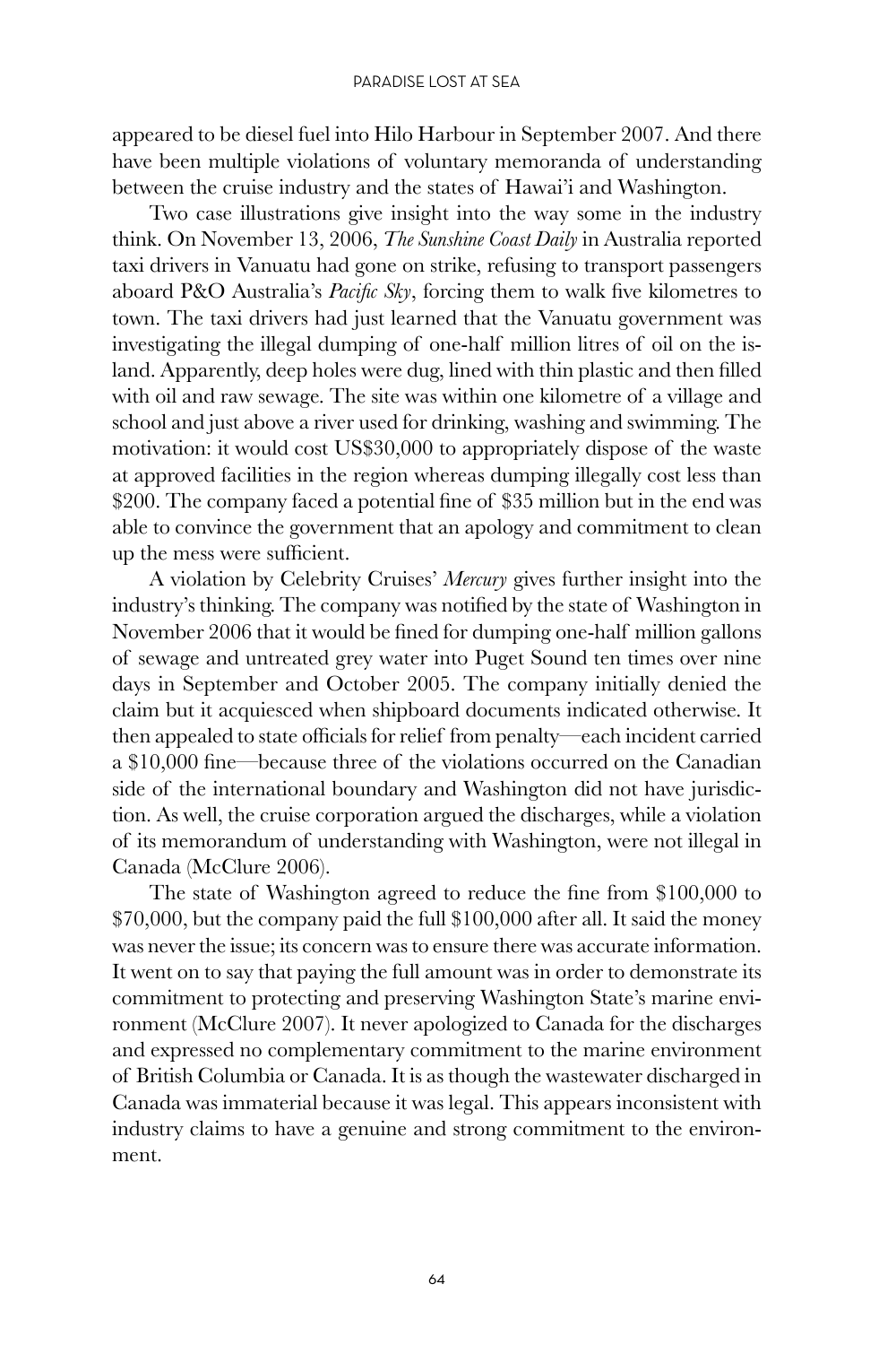appeared to be diesel fuel into Hilo Harbour in September 2007. And there have been multiple violations of voluntary memoranda of understanding between the cruise industry and the states of Hawai'i and Washington.

Two case illustrations give insight into the way some in the industry think. On November 13, 2006, *The Sunshine Coast Daily* in Australia reported taxi drivers in Vanuatu had gone on strike, refusing to transport passengers aboard P&O Australia's *Pacific Sky*, forcing them to walk five kilometres to town. The taxi drivers had just learned that the Vanuatu government was investigating the illegal dumping of one-half million litres of oil on the island. Apparently, deep holes were dug, lined with thin plastic and then filled with oil and raw sewage. The site was within one kilometre of a village and school and just above a river used for drinking, washing and swimming. The motivation: it would cost US$30,000 to appropriately dispose of the waste at approved facilities in the region whereas dumping illegally cost less than $200. The company faced a potential fine of $35 million but in the end was able to convince the government that an apology and commitment to clean up the mess were sufficient.

A violation by Celebrity Cruises' *Mercury* gives further insight into the industry's thinking. The company was notified by the state of Washington in November 2006 that it would be fined for dumping one-half million gallons of sewage and untreated grey water into Puget Sound ten times over nine days in September and October 2005. The company initially denied the claim but it acquiesced when shipboard documents indicated otherwise. It then appealed to state officials for relief from penalty—each incident carried a $10,000 fine—because three of the violations occurred on the Canadian side of the international boundary and Washington did not have jurisdiction. As well, the cruise corporation argued the discharges, while a violation of its memorandum of understanding with Washington, were not illegal in Canada (McClure 2006).

The state of Washington agreed to reduce the fine from $100,000 to $70,000, but the company paid the full $100,000 after all. It said the money was never the issue; its concern was to ensure there was accurate information. It went on to say that paying the full amount was in order to demonstrate its commitment to protecting and preserving Washington State's marine environment (McClure 2007). It never apologized to Canada for the discharges and expressed no complementary commitment to the marine environment of British Columbia or Canada. It is as though the wastewater discharged in Canada was immaterial because it was legal. This appears inconsistent with industry claims to have a genuine and strong commitment to the environment.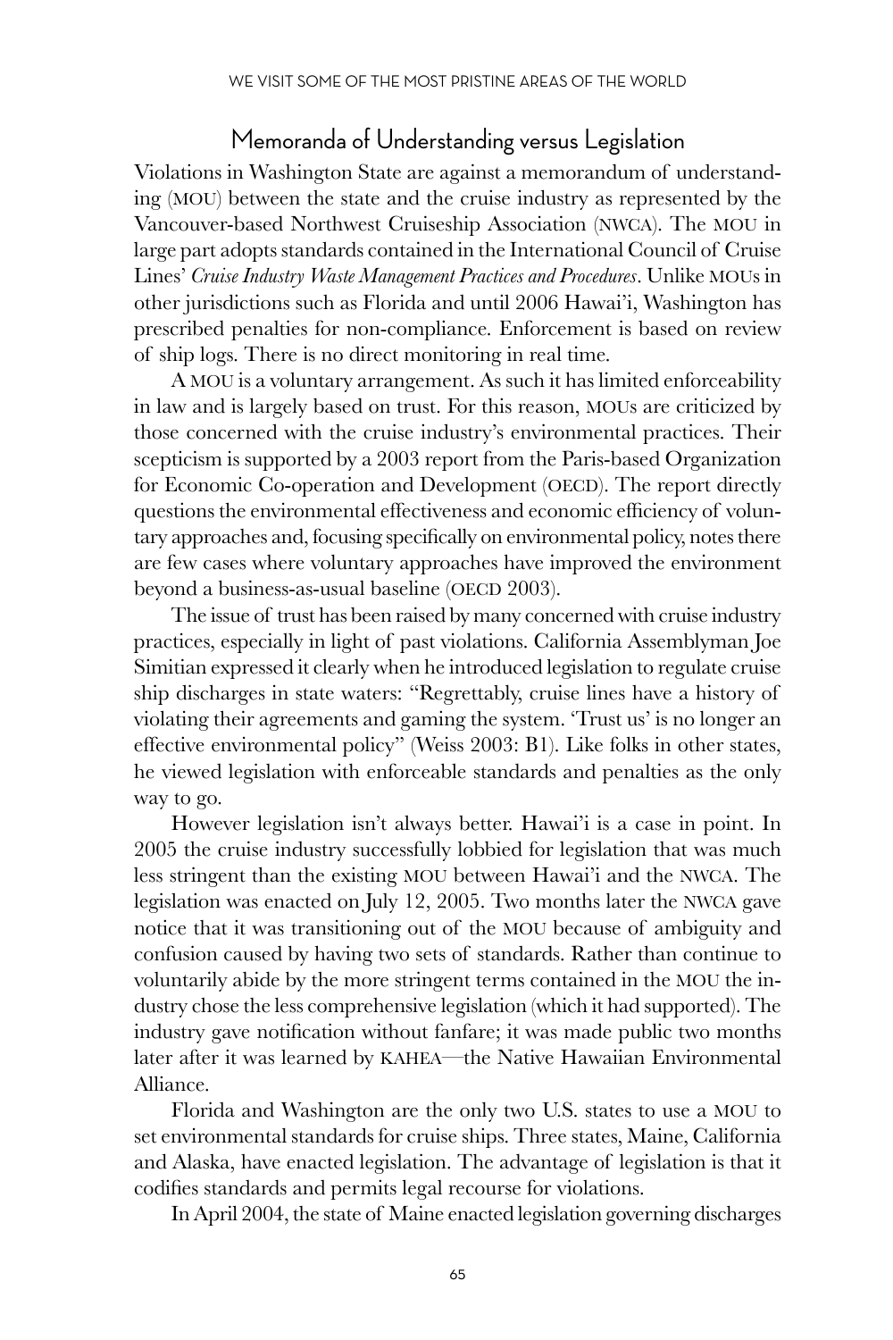## Memoranda of Understanding versus Legislation

Violations in Washington State are against a memorandum of understanding (MOU) between the state and the cruise industry as represented by the Vancouver-based Northwest Cruiseship Association (NWCA). The MOU in large part adopts standards contained in the International Council of Cruise Lines' *Cruise Industry Waste Management Practices and Procedures*. Unlike MOUs in other jurisdictions such as Florida and until 2006 Hawai'i, Washington has prescribed penalties for non-compliance. Enforcement is based on review of ship logs. There is no direct monitoring in real time.

A MOU is a voluntary arrangement. As such it has limited enforceability in law and is largely based on trust. For this reason, MOUs are criticized by those concerned with the cruise industry's environmental practices. Their scepticism is supported by a 2003 report from the Paris-based Organization for Economic Co-operation and Development (OECD). The report directly questions the environmental effectiveness and economic efficiency of voluntary approaches and, focusing specifically on environmental policy, notes there are few cases where voluntary approaches have improved the environment beyond a business-as-usual baseline (OECD 2003).

The issue of trust has been raised by many concerned with cruise industry practices, especially in light of past violations. California Assemblyman Joe Simitian expressed it clearly when he introduced legislation to regulate cruise ship discharges in state waters: "Regrettably, cruise lines have a history of violating their agreements and gaming the system. 'Trust us' is no longer an effective environmental policy" (Weiss 2003: B1). Like folks in other states, he viewed legislation with enforceable standards and penalties as the only way to go.

However legislation isn't always better. Hawai'i is a case in point. In 2005 the cruise industry successfully lobbied for legislation that was much less stringent than the existing MOU between Hawai'i and the NWCA. The legislation was enacted on July 12, 2005. Two months later the NWCA gave notice that it was transitioning out of the MOU because of ambiguity and confusion caused by having two sets of standards. Rather than continue to voluntarily abide by the more stringent terms contained in the MOU the industry chose the less comprehensive legislation (which it had supported). The industry gave notification without fanfare; it was made public two months later after it was learned by KAHEA—the Native Hawaiian Environmental Alliance.

Florida and Washington are the only two U.S. states to use a MOU to set environmental standards for cruise ships. Three states, Maine, California and Alaska, have enacted legislation. The advantage of legislation is that it codifies standards and permits legal recourse for violations.

In April 2004, the state of Maine enacted legislation governing discharges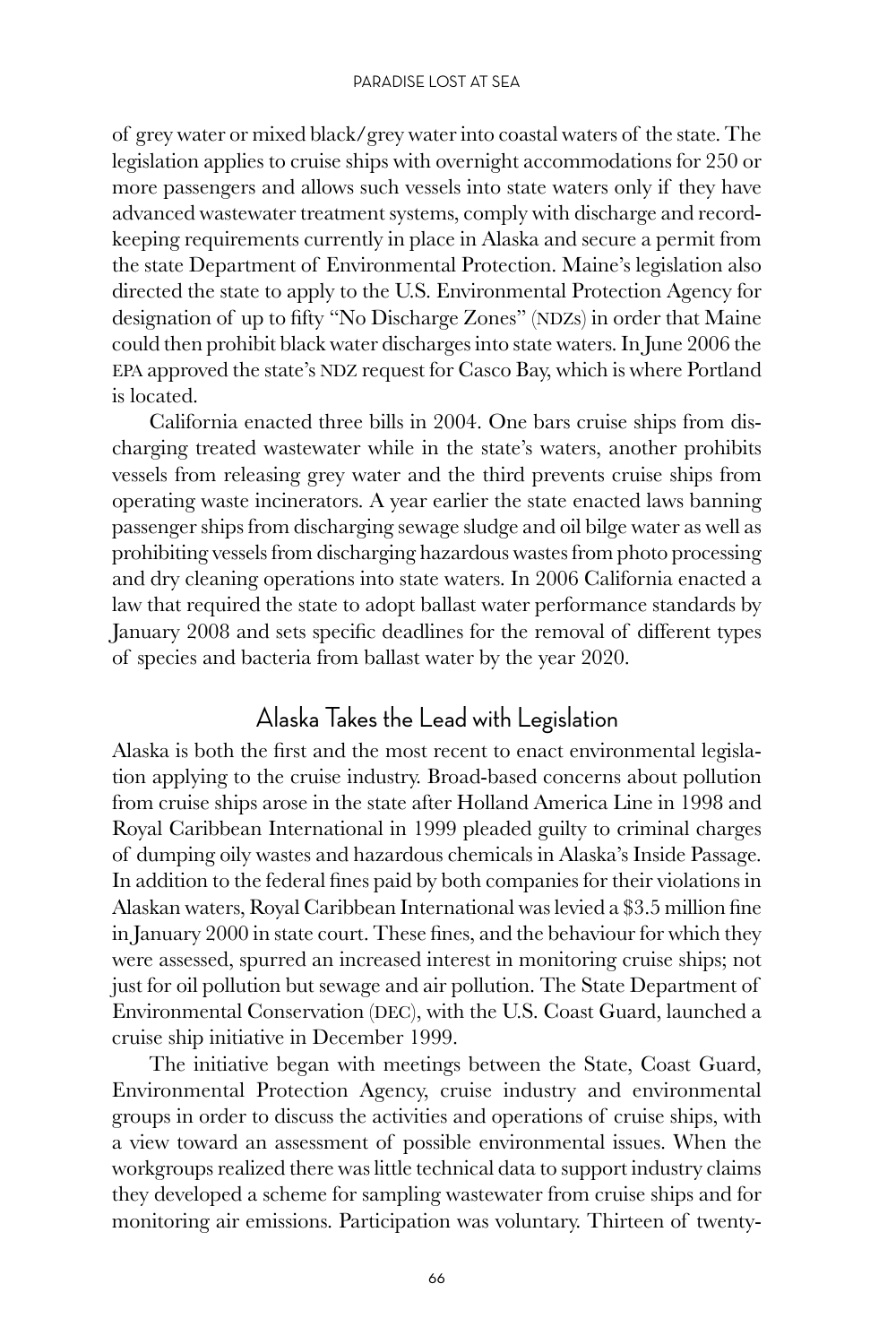of grey water or mixed black/grey water into coastal waters of the state. The legislation applies to cruise ships with overnight accommodations for 250 or more passengers and allows such vessels into state waters only if they have advanced wastewater treatment systems, comply with discharge and record-keeping requirements currently in place in Alaska and secure a permit from the state Department of Environmental Protection. Maine's legislation also directed the state to apply to the U.S. Environmental Protection Agency for designation of up to fifty "No Discharge Zones" (NDZs) in order that Maine could then prohibit black water discharges into state waters. In June 2006 the EPA approved the state's NDZ request for Casco Bay, which is where Portland is located.

California enacted three bills in 2004. One bars cruise ships from discharging treated wastewater while in the state's waters, another prohibits vessels from releasing grey water and the third prevents cruise ships from operating waste incinerators. A year earlier the state enacted laws banning passenger ships from discharging sewage sludge and oil bilge water as well as prohibiting vessels from discharging hazardous wastes from photo processing and dry cleaning operations into state waters. In 2006 California enacted a law that required the state to adopt ballast water performance standards by January 2008 and sets specific deadlines for the removal of different types of species and bacteria from ballast water by the year 2020.

## Alaska Takes the Lead with Legislation

Alaska is both the first and the most recent to enact environmental legislation applying to the cruise industry. Broad-based concerns about pollution from cruise ships arose in the state after Holland America Line in 1998 and Royal Caribbean International in 1999 pleaded guilty to criminal charges of dumping oily wastes and hazardous chemicals in Alaska's Inside Passage. In addition to the federal fines paid by both companies for their violations in Alaskan waters, Royal Caribbean International was levied a $3.5 million fine in January 2000 in state court. These fines, and the behaviour for which they were assessed, spurred an increased interest in monitoring cruise ships; not just for oil pollution but sewage and air pollution. The State Department of Environmental Conservation (DEC), with the U.S. Coast Guard, launched a cruise ship initiative in December 1999.

The initiative began with meetings between the State, Coast Guard, Environmental Protection Agency, cruise industry and environmental groups in order to discuss the activities and operations of cruise ships, with a view toward an assessment of possible environmental issues. When the workgroups realized there was little technical data to support industry claims they developed a scheme for sampling wastewater from cruise ships and for monitoring air emissions. Participation was voluntary. Thirteen of twenty-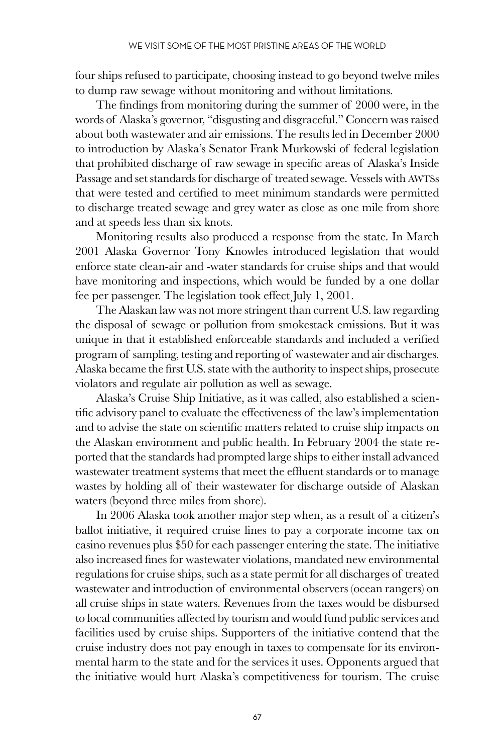four ships refused to participate, choosing instead to go beyond twelve miles to dump raw sewage without monitoring and without limitations.

The findings from monitoring during the summer of 2000 were, in the words of Alaska's governor, "disgusting and disgraceful." Concern was raised about both wastewater and air emissions. The results led in December 2000 to introduction by Alaska's Senator Frank Murkowski of federal legislation that prohibited discharge of raw sewage in specific areas of Alaska's Inside Passage and set standards for discharge of treated sewage. Vessels with AWTSs that were tested and certified to meet minimum standards were permitted to discharge treated sewage and grey water as close as one mile from shore and at speeds less than six knots.

Monitoring results also produced a response from the state. In March 2001 Alaska Governor Tony Knowles introduced legislation that would enforce state clean-air and -water standards for cruise ships and that would have monitoring and inspections, which would be funded by a one dollar fee per passenger. The legislation took effect July 1, 2001.

The Alaskan law was not more stringent than current U.S. law regarding the disposal of sewage or pollution from smokestack emissions. But it was unique in that it established enforceable standards and included a verified program of sampling, testing and reporting of wastewater and air discharges. Alaska became the first U.S. state with the authority to inspect ships, prosecute violators and regulate air pollution as well as sewage.

Alaska's Cruise Ship Initiative, as it was called, also established a scientific advisory panel to evaluate the effectiveness of the law's implementation and to advise the state on scientific matters related to cruise ship impacts on the Alaskan environment and public health. In February 2004 the state reported that the standards had prompted large ships to either install advanced wastewater treatment systems that meet the effluent standards or to manage wastes by holding all of their wastewater for discharge outside of Alaskan waters (beyond three miles from shore).

In 2006 Alaska took another major step when, as a result of a citizen's ballot initiative, it required cruise lines to pay a corporate income tax on casino revenues plus $50 for each passenger entering the state. The initiative also increased fines for wastewater violations, mandated new environmental regulations for cruise ships, such as a state permit for all discharges of treated wastewater and introduction of environmental observers (ocean rangers) on all cruise ships in state waters. Revenues from the taxes would be disbursed to local communities affected by tourism and would fund public services and facilities used by cruise ships. Supporters of the initiative contend that the cruise industry does not pay enough in taxes to compensate for its environmental harm to the state and for the services it uses. Opponents argued that the initiative would hurt Alaska's competitiveness for tourism. The cruise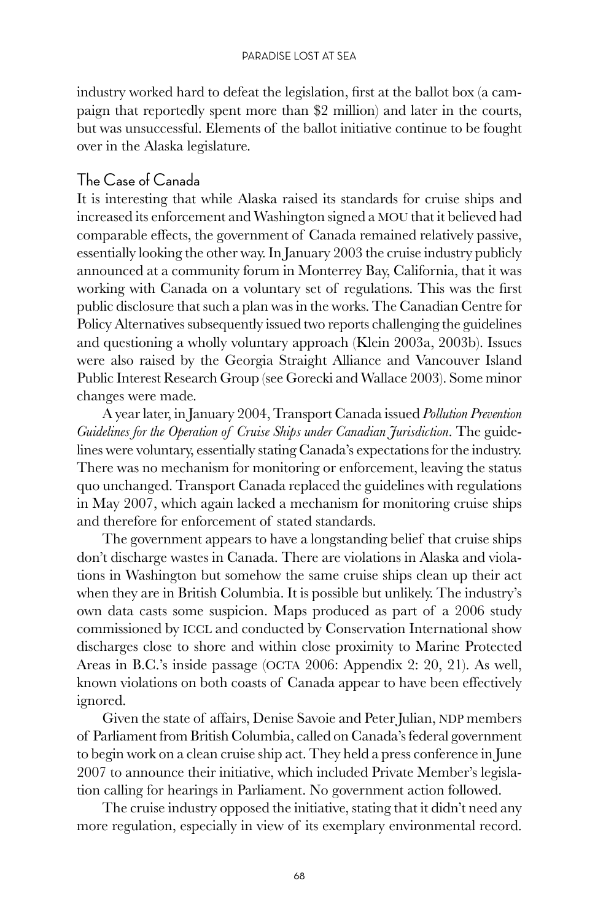industry worked hard to defeat the legislation, first at the ballot box (a campaign that reportedly spent more than $2 million) and later in the courts, but was unsuccessful. Elements of the ballot initiative continue to be fought over in the Alaska legislature.

## The Case of Canada

It is interesting that while Alaska raised its standards for cruise ships and increased its enforcement and Washington signed a MOU that it believed had comparable effects, the government of Canada remained relatively passive, essentially looking the other way. In January 2003 the cruise industry publicly announced at a community forum in Monterrey Bay, California, that it was working with Canada on a voluntary set of regulations. This was the first public disclosure that such a plan was in the works. The Canadian Centre for Policy Alternatives subsequently issued two reports challenging the guidelines and questioning a wholly voluntary approach (Klein 2003a, 2003b). Issues were also raised by the Georgia Straight Alliance and Vancouver Island Public Interest Research Group (see Gorecki and Wallace 2003). Some minor changes were made.

A year later, in January 2004, Transport Canada issued *Pollution Prevention Guidelines for the Operation of Cruise Ships under Canadian Jurisdiction*. The guidelines were voluntary, essentially stating Canada's expectations for the industry. There was no mechanism for monitoring or enforcement, leaving the status quo unchanged. Transport Canada replaced the guidelines with regulations in May 2007, which again lacked a mechanism for monitoring cruise ships and therefore for enforcement of stated standards.

The government appears to have a longstanding belief that cruise ships don't discharge wastes in Canada. There are violations in Alaska and violations in Washington but somehow the same cruise ships clean up their act when they are in British Columbia. It is possible but unlikely. The industry's own data casts some suspicion. Maps produced as part of a 2006 study commissioned by ICCL and conducted by Conservation International show discharges close to shore and within close proximity to Marine Protected Areas in B.C.'s inside passage (OCTA 2006: Appendix 2: 20, 21). As well, known violations on both coasts of Canada appear to have been effectively ignored.

Given the state of affairs, Denise Savoie and Peter Julian, NDP members of Parliament from British Columbia, called on Canada's federal government to begin work on a clean cruise ship act. They held a press conference in June 2007 to announce their initiative, which included Private Member's legislation calling for hearings in Parliament. No government action followed.

The cruise industry opposed the initiative, stating that it didn't need any more regulation, especially in view of its exemplary environmental record.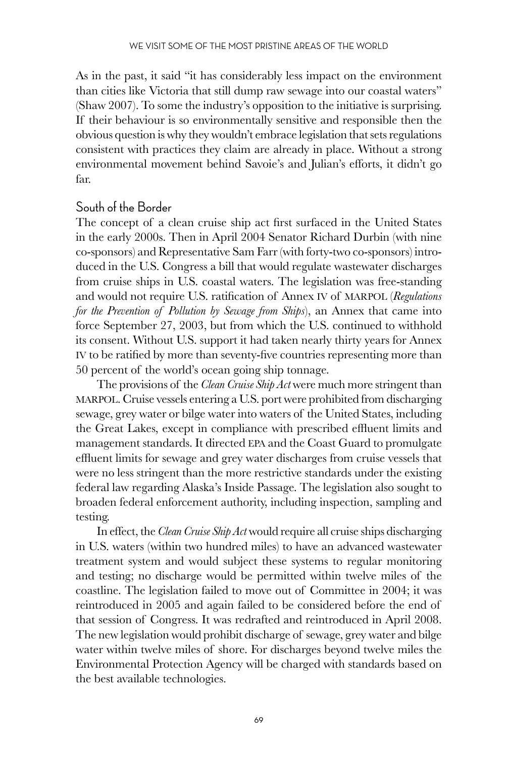As in the past, it said "it has considerably less impact on the environment than cities like Victoria that still dump raw sewage into our coastal waters" (Shaw 2007). To some the industry's opposition to the initiative is surprising. If their behaviour is so environmentally sensitive and responsible then the obvious question is why they wouldn't embrace legislation that sets regulations consistent with practices they claim are already in place. Without a strong environmental movement behind Savoie's and Julian's efforts, it didn't go far.

## South of the Border

The concept of a clean cruise ship act first surfaced in the United States in the early 2000s. Then in April 2004 Senator Richard Durbin (with nine co-sponsors) and Representative Sam Farr (with forty-two co-sponsors) introduced in the U.S. Congress a bill that would regulate wastewater discharges from cruise ships in U.S. coastal waters. The legislation was free-standing and would not require U.S. ratification of Annex IV of MARPOL (*Regulations for the Prevention of Pollution by Sewage from Ships*), an Annex that came into force September 27, 2003, but from which the U.S. continued to withhold its consent. Without U.S. support it had taken nearly thirty years for Annex IV to be ratified by more than seventy-five countries representing more than 50 percent of the world's ocean going ship tonnage.

The provisions of the *Clean Cruise Ship Act* were much more stringent than MARPOL. Cruise vessels entering a U.S. port were prohibited from discharging sewage, grey water or bilge water into waters of the United States, including the Great Lakes, except in compliance with prescribed effluent limits and management standards. It directed EPA and the Coast Guard to promulgate effluent limits for sewage and grey water discharges from cruise vessels that were no less stringent than the more restrictive standards under the existing federal law regarding Alaska's Inside Passage. The legislation also sought to broaden federal enforcement authority, including inspection, sampling and testing.

In effect, the *Clean Cruise Ship Act* would require all cruise ships discharging in U.S. waters (within two hundred miles) to have an advanced wastewater treatment system and would subject these systems to regular monitoring and testing; no discharge would be permitted within twelve miles of the coastline. The legislation failed to move out of Committee in 2004; it was reintroduced in 2005 and again failed to be considered before the end of that session of Congress. It was redrafted and reintroduced in April 2008. The new legislation would prohibit discharge of sewage, grey water and bilge water within twelve miles of shore. For discharges beyond twelve miles the Environmental Protection Agency will be charged with standards based on the best available technologies.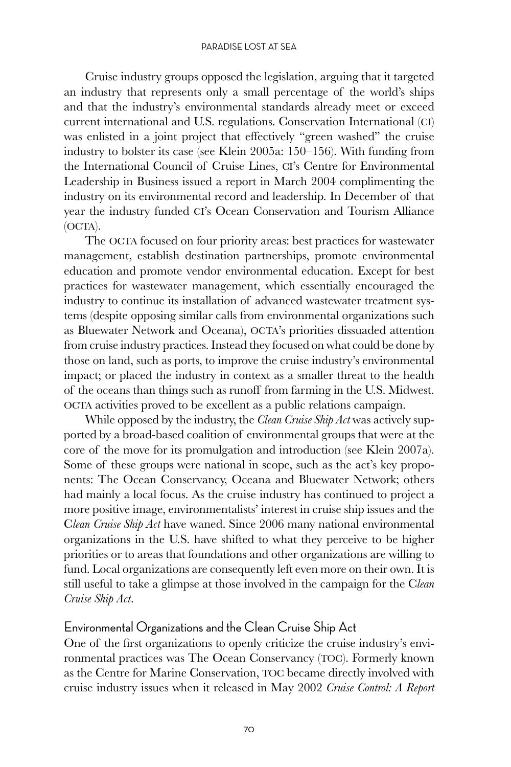Cruise industry groups opposed the legislation, arguing that it targeted an industry that represents only a small percentage of the world's ships and that the industry's environmental standards already meet or exceed current international and U.S. regulations. Conservation International (CI) was enlisted in a joint project that effectively "green washed" the cruise industry to bolster its case (see Klein 2005a: 150–156). With funding from the International Council of Cruise Lines, CI's Centre for Environmental Leadership in Business issued a report in March 2004 complimenting the industry on its environmental record and leadership. In December of that year the industry funded CI's Ocean Conservation and Tourism Alliance (OCTA).

The OCTA focused on four priority areas: best practices for wastewater management, establish destination partnerships, promote environmental education and promote vendor environmental education. Except for best practices for wastewater management, which essentially encouraged the industry to continue its installation of advanced wastewater treatment systems (despite opposing similar calls from environmental organizations such as Bluewater Network and Oceana), OCTA's priorities dissuaded attention from cruise industry practices. Instead they focused on what could be done by those on land, such as ports, to improve the cruise industry's environmental impact; or placed the industry in context as a smaller threat to the health of the oceans than things such as runoff from farming in the U.S. Midwest. OCTA activities proved to be excellent as a public relations campaign.

While opposed by the industry, the *Clean Cruise Ship Act* was actively supported by a broad-based coalition of environmental groups that were at the core of the move for its promulgation and introduction (see Klein 2007a). Some of these groups were national in scope, such as the act's key proponents: The Ocean Conservancy, Oceana and Bluewater Network; others had mainly a local focus. As the cruise industry has continued to project a more positive image, environmentalists' interest in cruise ship issues and the *Clean Cruise Ship Act* have waned. Since 2006 many national environmental organizations in the U.S. have shifted to what they perceive to be higher priorities or to areas that foundations and other organizations are willing to fund. Local organizations are consequently left even more on their own. It is still useful to take a glimpse at those involved in the campaign for the *Clean Cruise Ship Act*.

## Environmental Organizations and the Clean Cruise Ship Act

One of the first organizations to openly criticize the cruise industry's environmental practices was The Ocean Conservancy (TOC). Formerly known as the Centre for Marine Conservation, TOC became directly involved with cruise industry issues when it released in May 2002 *Cruise Control: A Report*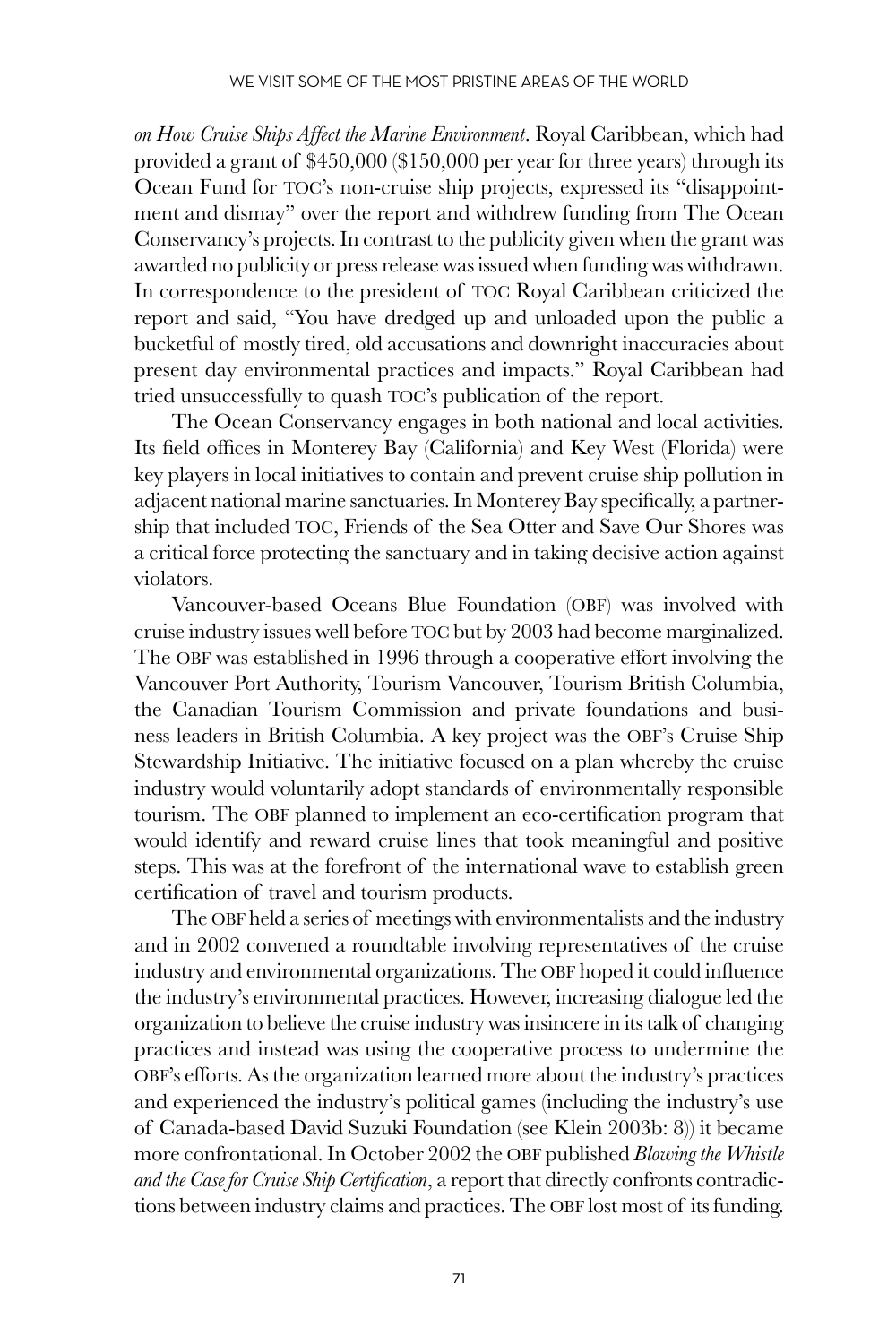*on How Cruise Ships Affect the Marine Environment*. Royal Caribbean, which had provided a grant of $450,000 ($150,000 per year for three years) through its Ocean Fund for TOC's non-cruise ship projects, expressed its "disappointment and dismay" over the report and withdrew funding from The Ocean Conservancy's projects. In contrast to the publicity given when the grant was awarded no publicity or press release was issued when funding was withdrawn. In correspondence to the president of TOC Royal Caribbean criticized the report and said, "You have dredged up and unloaded upon the public a bucketful of mostly tired, old accusations and downright inaccuracies about present day environmental practices and impacts." Royal Caribbean had tried unsuccessfully to quash TOC's publication of the report.

The Ocean Conservancy engages in both national and local activities. Its field offices in Monterey Bay (California) and Key West (Florida) were key players in local initiatives to contain and prevent cruise ship pollution in adjacent national marine sanctuaries. In Monterey Bay specifically, a partnership that included TOC, Friends of the Sea Otter and Save Our Shores was a critical force protecting the sanctuary and in taking decisive action against violators.

Vancouver-based Oceans Blue Foundation (OBF) was involved with cruise industry issues well before TOC but by 2003 had become marginalized. The OBF was established in 1996 through a cooperative effort involving the Vancouver Port Authority, Tourism Vancouver, Tourism British Columbia, the Canadian Tourism Commission and private foundations and business leaders in British Columbia. A key project was the OBF's Cruise Ship Stewardship Initiative. The initiative focused on a plan whereby the cruise industry would voluntarily adopt standards of environmentally responsible tourism. The OBF planned to implement an eco-certification program that would identify and reward cruise lines that took meaningful and positive steps. This was at the forefront of the international wave to establish green certification of travel and tourism products.

The OBF held a series of meetings with environmentalists and the industry and in 2002 convened a roundtable involving representatives of the cruise industry and environmental organizations. The OBF hoped it could influence the industry's environmental practices. However, increasing dialogue led the organization to believe the cruise industry was insincere in its talk of changing practices and instead was using the cooperative process to undermine the OBF's efforts. As the organization learned more about the industry's practices and experienced the industry's political games (including the industry's use of Canada-based David Suzuki Foundation (see Klein 2003b: 8)) it became more confrontational. In October 2002 the OBF published *Blowing the Whistle and the Case for Cruise Ship Certification*, a report that directly confronts contradictions between industry claims and practices. The OBF lost most of its funding.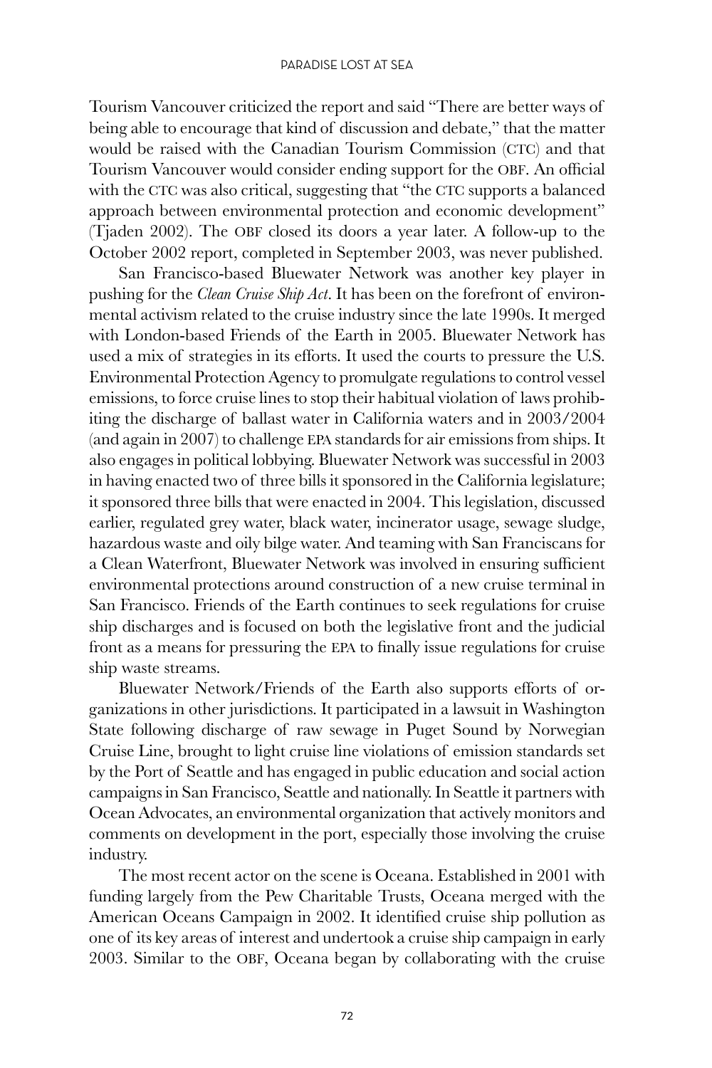Tourism Vancouver criticized the report and said "There are better ways of being able to encourage that kind of discussion and debate," that the matter would be raised with the Canadian Tourism Commission (CTC) and that Tourism Vancouver would consider ending support for the OBF. An official with the CTC was also critical, suggesting that "the CTC supports a balanced approach between environmental protection and economic development" (Tjaden 2002). The OBF closed its doors a year later. A follow-up to the October 2002 report, completed in September 2003, was never published.

San Francisco-based Bluewater Network was another key player in pushing for the *Clean Cruise Ship Act*. It has been on the forefront of environmental activism related to the cruise industry since the late 1990s. It merged with London-based Friends of the Earth in 2005. Bluewater Network has used a mix of strategies in its efforts. It used the courts to pressure the U.S. Environmental Protection Agency to promulgate regulations to control vessel emissions, to force cruise lines to stop their habitual violation of laws prohibiting the discharge of ballast water in California waters and in 2003/2004 (and again in 2007) to challenge EPA standards for air emissions from ships. It also engages in political lobbying. Bluewater Network was successful in 2003 in having enacted two of three bills it sponsored in the California legislature; it sponsored three bills that were enacted in 2004. This legislation, discussed earlier, regulated grey water, black water, incinerator usage, sewage sludge, hazardous waste and oily bilge water. And teaming with San Franciscans for a Clean Waterfront, Bluewater Network was involved in ensuring sufficient environmental protections around construction of a new cruise terminal in San Francisco. Friends of the Earth continues to seek regulations for cruise ship discharges and is focused on both the legislative front and the judicial front as a means for pressuring the EPA to finally issue regulations for cruise ship waste streams.

Bluewater Network/Friends of the Earth also supports efforts of organizations in other jurisdictions. It participated in a lawsuit in Washington State following discharge of raw sewage in Puget Sound by Norwegian Cruise Line, brought to light cruise line violations of emission standards set by the Port of Seattle and has engaged in public education and social action campaigns in San Francisco, Seattle and nationally. In Seattle it partners with Ocean Advocates, an environmental organization that actively monitors and comments on development in the port, especially those involving the cruise industry.

The most recent actor on the scene is Oceana. Established in 2001 with funding largely from the Pew Charitable Trusts, Oceana merged with the American Oceans Campaign in 2002. It identified cruise ship pollution as one of its key areas of interest and undertook a cruise ship campaign in early 2003. Similar to the OBF, Oceana began by collaborating with the cruise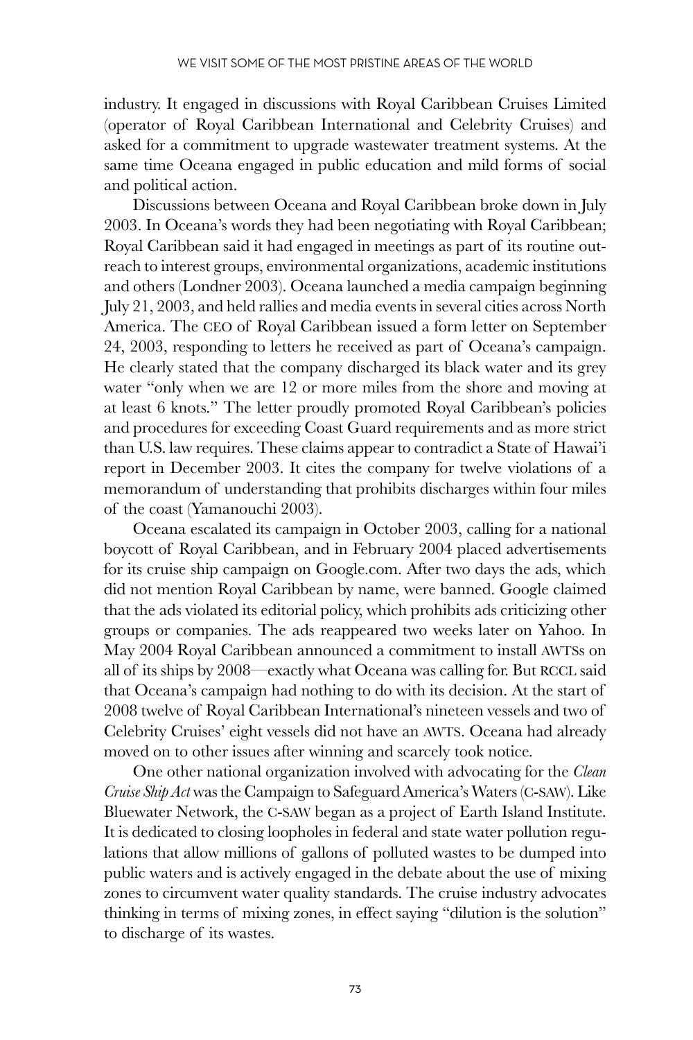industry. It engaged in discussions with Royal Caribbean Cruises Limited (operator of Royal Caribbean International and Celebrity Cruises) and asked for a commitment to upgrade wastewater treatment systems. At the same time Oceana engaged in public education and mild forms of social and political action.

Discussions between Oceana and Royal Caribbean broke down in July 2003. In Oceana's words they had been negotiating with Royal Caribbean; Royal Caribbean said it had engaged in meetings as part of its routine outreach to interest groups, environmental organizations, academic institutions and others (Londner 2003). Oceana launched a media campaign beginning July 21, 2003, and held rallies and media events in several cities across North America. The CEO of Royal Caribbean issued a form letter on September 24, 2003, responding to letters he received as part of Oceana's campaign. He clearly stated that the company discharged its black water and its grey water "only when we are 12 or more miles from the shore and moving at at least 6 knots." The letter proudly promoted Royal Caribbean's policies and procedures for exceeding Coast Guard requirements and as more strict than U.S. law requires. These claims appear to contradict a State of Hawai'i report in December 2003. It cites the company for twelve violations of a memorandum of understanding that prohibits discharges within four miles of the coast (Yamanouchi 2003).

Oceana escalated its campaign in October 2003, calling for a national boycott of Royal Caribbean, and in February 2004 placed advertisements for its cruise ship campaign on Google.com. After two days the ads, which did not mention Royal Caribbean by name, were banned. Google claimed that the ads violated its editorial policy, which prohibits ads criticizing other groups or companies. The ads reappeared two weeks later on Yahoo. In May 2004 Royal Caribbean announced a commitment to install AWTSs on all of its ships by 2008—exactly what Oceana was calling for. But RCCL said that Oceana's campaign had nothing to do with its decision. At the start of 2008 twelve of Royal Caribbean International's nineteen vessels and two of Celebrity Cruises' eight vessels did not have an AWTS. Oceana had already moved on to other issues after winning and scarcely took notice.

One other national organization involved with advocating for the *Clean Cruise Ship Act* was the Campaign to Safeguard America's Waters (C-SAW). Like Bluewater Network, the C-SAW began as a project of Earth Island Institute. It is dedicated to closing loopholes in federal and state water pollution regulations that allow millions of gallons of polluted wastes to be dumped into public waters and is actively engaged in the debate about the use of mixing zones to circumvent water quality standards. The cruise industry advocates thinking in terms of mixing zones, in effect saying "dilution is the solution" to discharge of its wastes.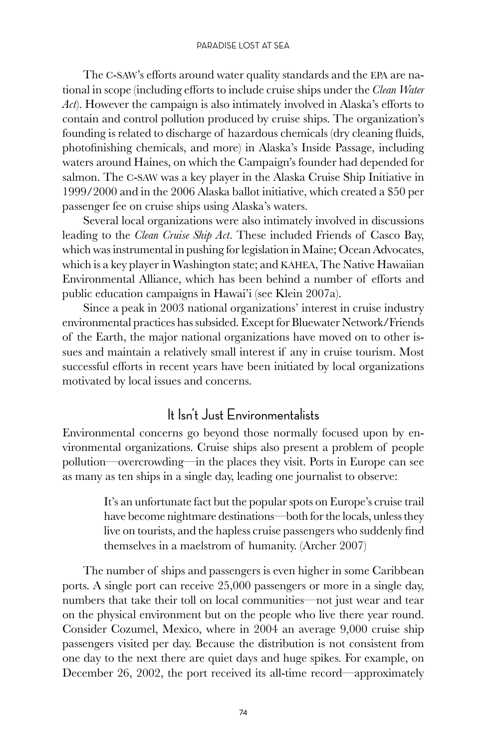The C-SAW's efforts around water quality standards and the EPA are national in scope (including efforts to include cruise ships under the *Clean Water Act*). However the campaign is also intimately involved in Alaska's efforts to contain and control pollution produced by cruise ships. The organization's founding is related to discharge of hazardous chemicals (dry cleaning fluids, photofinishing chemicals, and more) in Alaska's Inside Passage, including waters around Haines, on which the Campaign's founder had depended for salmon. The C-SAW was a key player in the Alaska Cruise Ship Initiative in 1999/2000 and in the 2006 Alaska ballot initiative, which created a $50 per passenger fee on cruise ships using Alaska's waters.

Several local organizations were also intimately involved in discussions leading to the *Clean Cruise Ship Act*. These included Friends of Casco Bay, which was instrumental in pushing for legislation in Maine; Ocean Advocates, which is a key player in Washington state; and KAHEA, The Native Hawaiian Environmental Alliance, which has been behind a number of efforts and public education campaigns in Hawai'i (see Klein 2007a).

Since a peak in 2003 national organizations' interest in cruise industry environmental practices has subsided. Except for Bluewater Network/Friends of the Earth, the major national organizations have moved on to other issues and maintain a relatively small interest if any in cruise tourism. Most successful efforts in recent years have been initiated by local organizations motivated by local issues and concerns.

## It Isn't Just Environmentalists

Environmental concerns go beyond those normally focused upon by environmental organizations. Cruise ships also present a problem of people pollution—overcrowding—in the places they visit. Ports in Europe can see as many as ten ships in a single day, leading one journalist to observe:

> It's an unfortunate fact but the popular spots on Europe's cruise trail have become nightmare destinations—both for the locals, unless they live on tourists, and the hapless cruise passengers who suddenly find themselves in a maelstrom of humanity. (Archer 2007)

The number of ships and passengers is even higher in some Caribbean ports. A single port can receive 25,000 passengers or more in a single day, numbers that take their toll on local communities—not just wear and tear on the physical environment but on the people who live there year round. Consider Cozumel, Mexico, where in 2004 an average 9,000 cruise ship passengers visited per day. Because the distribution is not consistent from one day to the next there are quiet days and huge spikes. For example, on December 26, 2002, the port received its all-time record—approximately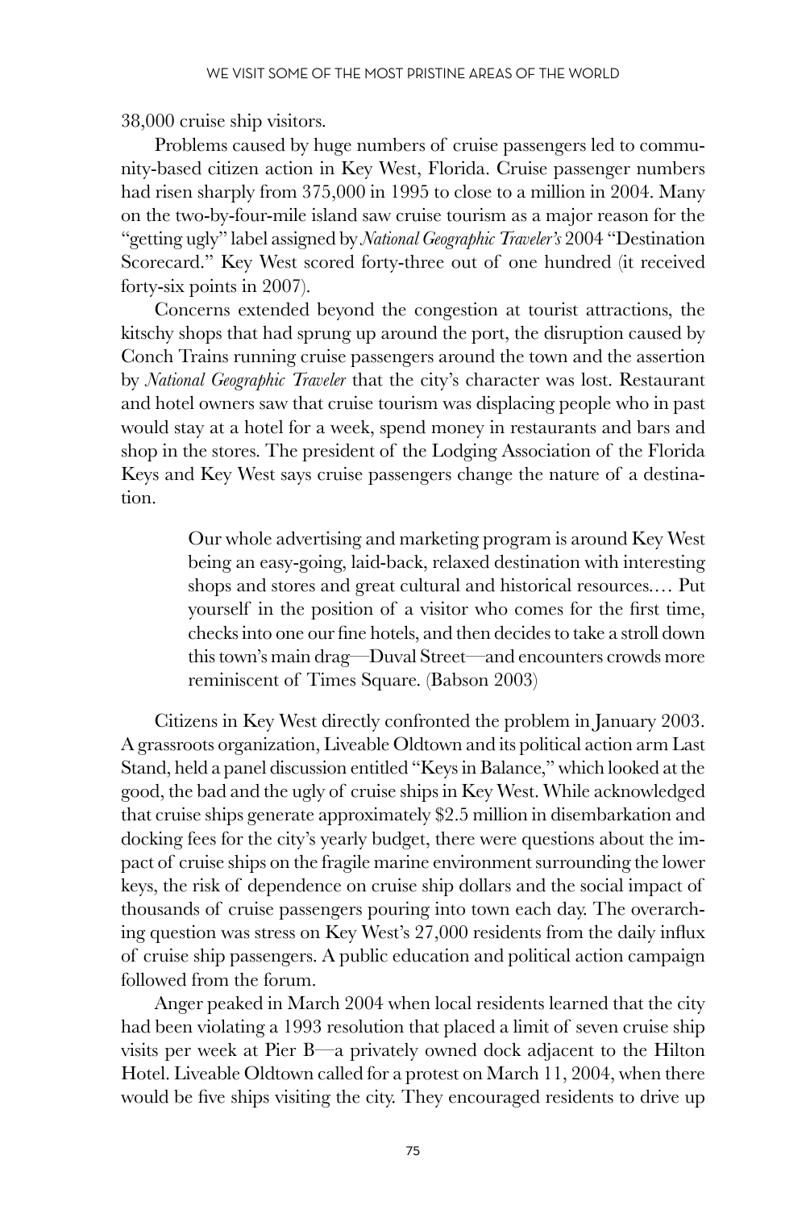38,000 cruise ship visitors.

Problems caused by huge numbers of cruise passengers led to community-based citizen action in Key West, Florida. Cruise passenger numbers had risen sharply from 375,000 in 1995 to close to a million in 2004. Many on the two-by-four-mile island saw cruise tourism as a major reason for the "getting ugly" label assigned by *National Geographic Traveler's* 2004 "Destination Scorecard." Key West scored forty-three out of one hundred (it received forty-six points in 2007).

Concerns extended beyond the congestion at tourist attractions, the kitschy shops that had sprung up around the port, the disruption caused by Conch Trains running cruise passengers around the town and the assertion by *National Geographic Traveler* that the city's character was lost. Restaurant and hotel owners saw that cruise tourism was displacing people who in past would stay at a hotel for a week, spend money in restaurants and bars and shop in the stores. The president of the Lodging Association of the Florida Keys and Key West says cruise passengers change the nature of a destination.

> Our whole advertising and marketing program is around Key West being an easy-going, laid-back, relaxed destination with interesting shops and stores and great cultural and historical resources.… Put yourself in the position of a visitor who comes for the first time, checks into one our fine hotels, and then decides to take a stroll down this town's main drag—Duval Street—and encounters crowds more reminiscent of Times Square. (Babson 2003)

Citizens in Key West directly confronted the problem in January 2003. A grassroots organization, Liveable Oldtown and its political action arm Last Stand, held a panel discussion entitled "Keys in Balance," which looked at the good, the bad and the ugly of cruise ships in Key West. While acknowledged that cruise ships generate approximately \$2.5 million in disembarkation and docking fees for the city's yearly budget, there were questions about the impact of cruise ships on the fragile marine environment surrounding the lower keys, the risk of dependence on cruise ship dollars and the social impact of thousands of cruise passengers pouring into town each day. The overarching question was stress on Key West's 27,000 residents from the daily influx of cruise ship passengers. A public education and political action campaign followed from the forum.

Anger peaked in March 2004 when local residents learned that the city had been violating a 1993 resolution that placed a limit of seven cruise ship visits per week at Pier B—a privately owned dock adjacent to the Hilton Hotel. Liveable Oldtown called for a protest on March 11, 2004, when there would be five ships visiting the city. They encouraged residents to drive up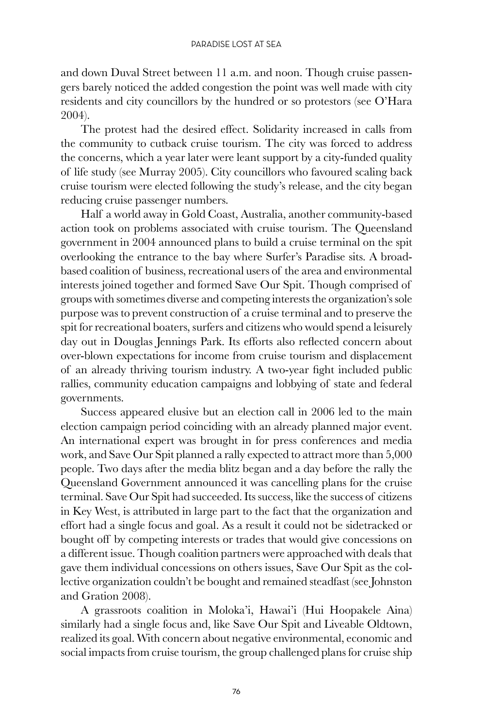and down Duval Street between 11 a.m. and noon. Though cruise passengers barely noticed the added congestion the point was well made with city residents and city councillors by the hundred or so protestors (see O'Hara 2004).

The protest had the desired effect. Solidarity increased in calls from the community to cutback cruise tourism. The city was forced to address the concerns, which a year later were leant support by a city-funded quality of life study (see Murray 2005). City councillors who favoured scaling back cruise tourism were elected following the study's release, and the city began reducing cruise passenger numbers.

Half a world away in Gold Coast, Australia, another community-based action took on problems associated with cruise tourism. The Queensland government in 2004 announced plans to build a cruise terminal on the spit overlooking the entrance to the bay where Surfer's Paradise sits. A broad-based coalition of business, recreational users of the area and environmental interests joined together and formed Save Our Spit. Though comprised of groups with sometimes diverse and competing interests the organization's sole purpose was to prevent construction of a cruise terminal and to preserve the spit for recreational boaters, surfers and citizens who would spend a leisurely day out in Douglas Jennings Park. Its efforts also reflected concern about over-blown expectations for income from cruise tourism and displacement of an already thriving tourism industry. A two-year fight included public rallies, community education campaigns and lobbying of state and federal governments.

Success appeared elusive but an election call in 2006 led to the main election campaign period coinciding with an already planned major event. An international expert was brought in for press conferences and media work, and Save Our Spit planned a rally expected to attract more than 5,000 people. Two days after the media blitz began and a day before the rally the Queensland Government announced it was cancelling plans for the cruise terminal. Save Our Spit had succeeded. Its success, like the success of citizens in Key West, is attributed in large part to the fact that the organization and effort had a single focus and goal. As a result it could not be sidetracked or bought off by competing interests or trades that would give concessions on a different issue. Though coalition partners were approached with deals that gave them individual concessions on others issues, Save Our Spit as the collective organization couldn't be bought and remained steadfast (see Johnston and Gration 2008).

A grassroots coalition in Moloka'i, Hawai'i (Hui Hoopakele Aina) similarly had a single focus and, like Save Our Spit and Liveable Oldtown, realized its goal. With concern about negative environmental, economic and social impacts from cruise tourism, the group challenged plans for cruise ship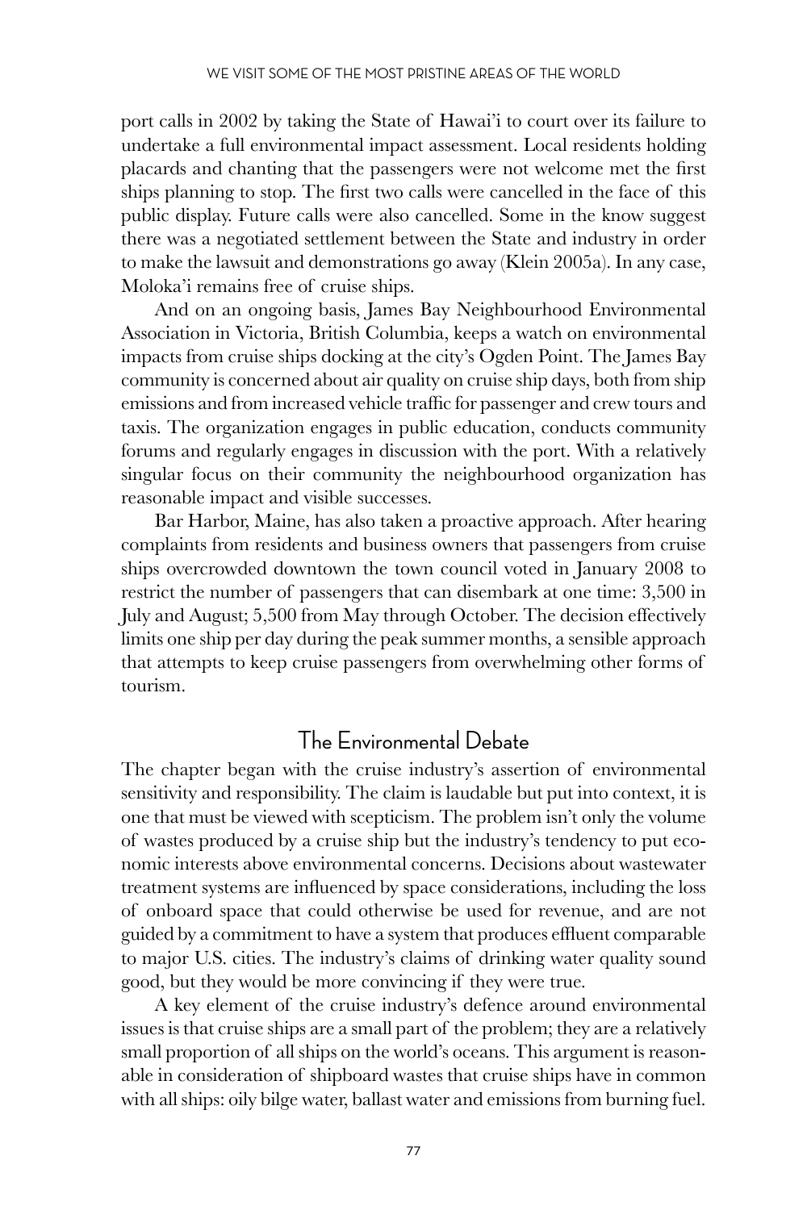port calls in 2002 by taking the State of Hawai'i to court over its failure to undertake a full environmental impact assessment. Local residents holding placards and chanting that the passengers were not welcome met the first ships planning to stop. The first two calls were cancelled in the face of this public display. Future calls were also cancelled. Some in the know suggest there was a negotiated settlement between the State and industry in order to make the lawsuit and demonstrations go away (Klein 2005a). In any case, Moloka'i remains free of cruise ships.

And on an ongoing basis, James Bay Neighbourhood Environmental Association in Victoria, British Columbia, keeps a watch on environmental impacts from cruise ships docking at the city's Ogden Point. The James Bay community is concerned about air quality on cruise ship days, both from ship emissions and from increased vehicle traffic for passenger and crew tours and taxis. The organization engages in public education, conducts community forums and regularly engages in discussion with the port. With a relatively singular focus on their community the neighbourhood organization has reasonable impact and visible successes.

Bar Harbor, Maine, has also taken a proactive approach. After hearing complaints from residents and business owners that passengers from cruise ships overcrowded downtown the town council voted in January 2008 to restrict the number of passengers that can disembark at one time: 3,500 in July and August; 5,500 from May through October. The decision effectively limits one ship per day during the peak summer months, a sensible approach that attempts to keep cruise passengers from overwhelming other forms of tourism.

## The Environmental Debate

The chapter began with the cruise industry's assertion of environmental sensitivity and responsibility. The claim is laudable but put into context, it is one that must be viewed with scepticism. The problem isn't only the volume of wastes produced by a cruise ship but the industry's tendency to put economic interests above environmental concerns. Decisions about wastewater treatment systems are influenced by space considerations, including the loss of onboard space that could otherwise be used for revenue, and are not guided by a commitment to have a system that produces effluent comparable to major U.S. cities. The industry's claims of drinking water quality sound good, but they would be more convincing if they were true.

A key element of the cruise industry's defence around environmental issues is that cruise ships are a small part of the problem; they are a relatively small proportion of all ships on the world's oceans. This argument is reasonable in consideration of shipboard wastes that cruise ships have in common with all ships: oily bilge water, ballast water and emissions from burning fuel.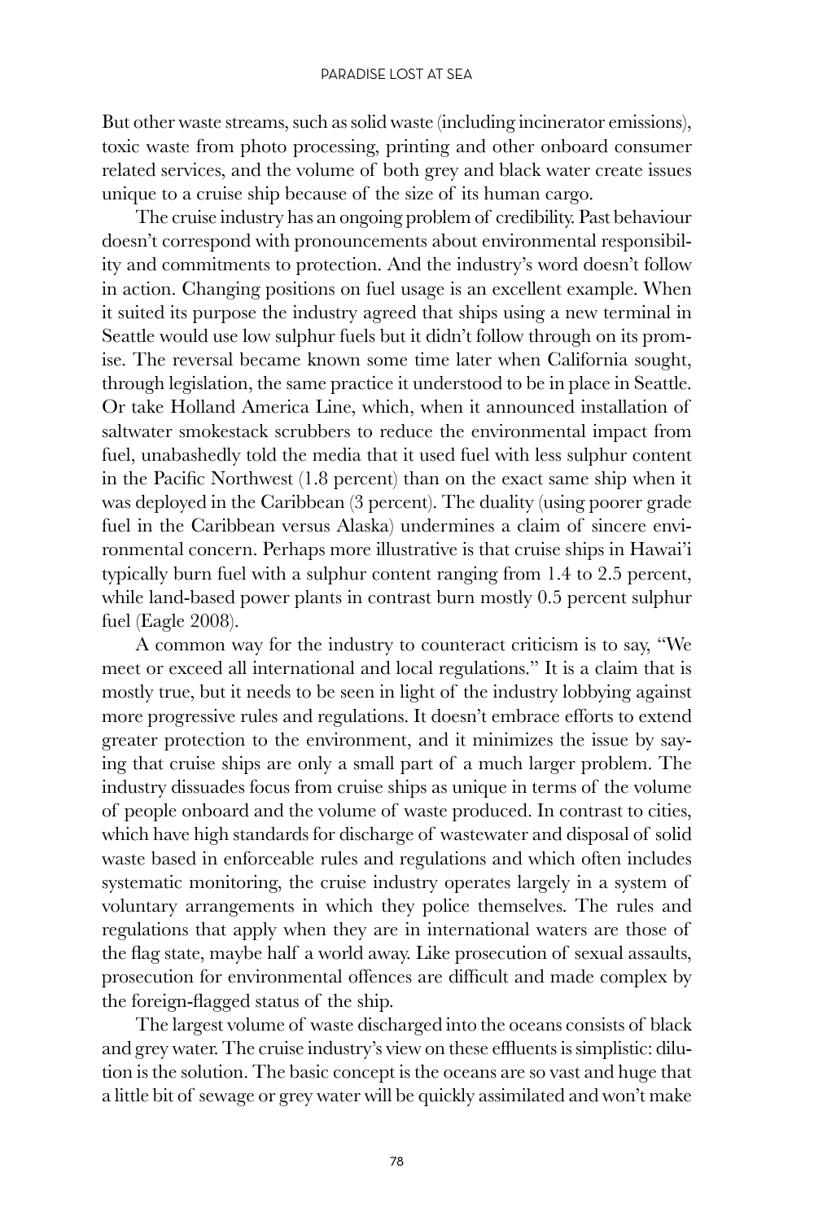But other waste streams, such as solid waste (including incinerator emissions), toxic waste from photo processing, printing and other onboard consumer related services, and the volume of both grey and black water create issues unique to a cruise ship because of the size of its human cargo.

The cruise industry has an ongoing problem of credibility. Past behaviour doesn't correspond with pronouncements about environmental responsibility and commitments to protection. And the industry's word doesn't follow in action. Changing positions on fuel usage is an excellent example. When it suited its purpose the industry agreed that ships using a new terminal in Seattle would use low sulphur fuels but it didn't follow through on its promise. The reversal became known some time later when California sought, through legislation, the same practice it understood to be in place in Seattle. Or take Holland America Line, which, when it announced installation of saltwater smokestack scrubbers to reduce the environmental impact from fuel, unabashedly told the media that it used fuel with less sulphur content in the Pacific Northwest (1.8 percent) than on the exact same ship when it was deployed in the Caribbean (3 percent). The duality (using poorer grade fuel in the Caribbean versus Alaska) undermines a claim of sincere environmental concern. Perhaps more illustrative is that cruise ships in Hawai'i typically burn fuel with a sulphur content ranging from 1.4 to 2.5 percent, while land-based power plants in contrast burn mostly 0.5 percent sulphur fuel (Eagle 2008).

A common way for the industry to counteract criticism is to say, "We meet or exceed all international and local regulations." It is a claim that is mostly true, but it needs to be seen in light of the industry lobbying against more progressive rules and regulations. It doesn't embrace efforts to extend greater protection to the environment, and it minimizes the issue by saying that cruise ships are only a small part of a much larger problem. The industry dissuades focus from cruise ships as unique in terms of the volume of people onboard and the volume of waste produced. In contrast to cities, which have high standards for discharge of wastewater and disposal of solid waste based in enforceable rules and regulations and which often includes systematic monitoring, the cruise industry operates largely in a system of voluntary arrangements in which they police themselves. The rules and regulations that apply when they are in international waters are those of the flag state, maybe half a world away. Like prosecution of sexual assaults, prosecution for environmental offences are difficult and made complex by the foreign-flagged status of the ship.

The largest volume of waste discharged into the oceans consists of black and grey water. The cruise industry's view on these effluents is simplistic: dilution is the solution. The basic concept is the oceans are so vast and huge that a little bit of sewage or grey water will be quickly assimilated and won't make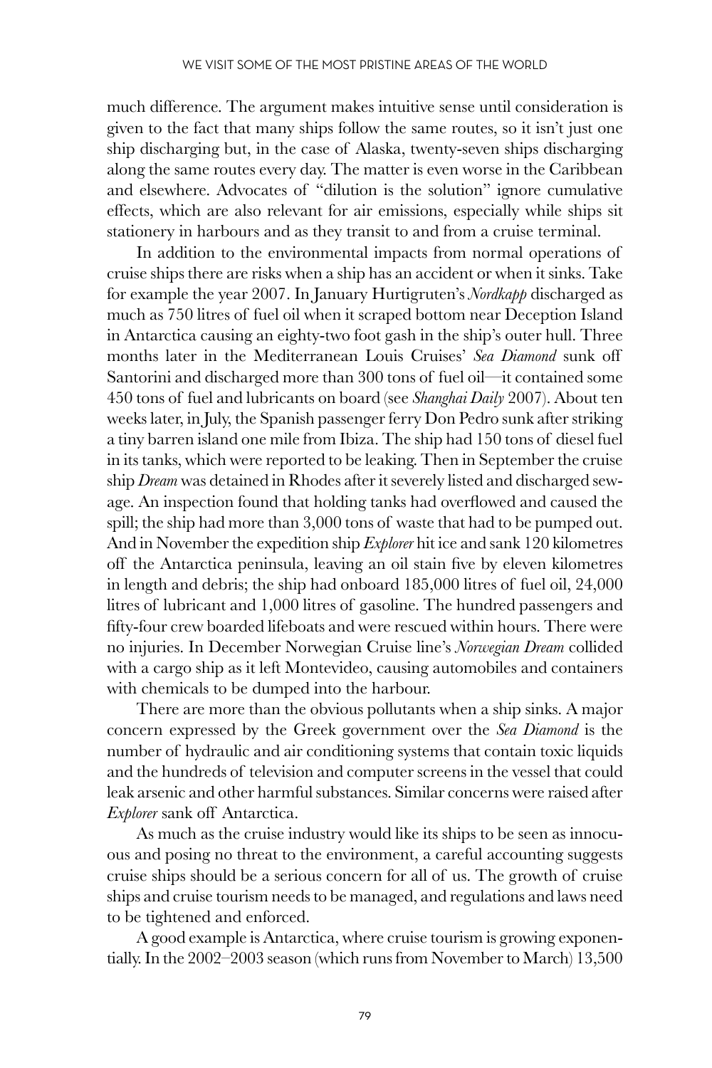much difference. The argument makes intuitive sense until consideration is given to the fact that many ships follow the same routes, so it isn't just one ship discharging but, in the case of Alaska, twenty-seven ships discharging along the same routes every day. The matter is even worse in the Caribbean and elsewhere. Advocates of "dilution is the solution" ignore cumulative effects, which are also relevant for air emissions, especially while ships sit stationery in harbours and as they transit to and from a cruise terminal.

In addition to the environmental impacts from normal operations of cruise ships there are risks when a ship has an accident or when it sinks. Take for example the year 2007. In January Hurtigruten's *Nordkapp* discharged as much as 750 litres of fuel oil when it scraped bottom near Deception Island in Antarctica causing an eighty-two foot gash in the ship's outer hull. Three months later in the Mediterranean Louis Cruises' *Sea Diamond* sunk off Santorini and discharged more than 300 tons of fuel oil—it contained some 450 tons of fuel and lubricants on board (see *Shanghai Daily* 2007). About ten weeks later, in July, the Spanish passenger ferry Don Pedro sunk after striking a tiny barren island one mile from Ibiza. The ship had 150 tons of diesel fuel in its tanks, which were reported to be leaking. Then in September the cruise ship *Dream* was detained in Rhodes after it severely listed and discharged sewage. An inspection found that holding tanks had overflowed and caused the spill; the ship had more than 3,000 tons of waste that had to be pumped out. And in November the expedition ship *Explorer* hit ice and sank 120 kilometres off the Antarctica peninsula, leaving an oil stain five by eleven kilometres in length and debris; the ship had onboard 185,000 litres of fuel oil, 24,000 litres of lubricant and 1,000 litres of gasoline. The hundred passengers and fifty-four crew boarded lifeboats and were rescued within hours. There were no injuries. In December Norwegian Cruise line's *Norwegian Dream* collided with a cargo ship as it left Montevideo, causing automobiles and containers with chemicals to be dumped into the harbour.

There are more than the obvious pollutants when a ship sinks. A major concern expressed by the Greek government over the *Sea Diamond* is the number of hydraulic and air conditioning systems that contain toxic liquids and the hundreds of television and computer screens in the vessel that could leak arsenic and other harmful substances. Similar concerns were raised after *Explorer* sank off Antarctica.

As much as the cruise industry would like its ships to be seen as innocuous and posing no threat to the environment, a careful accounting suggests cruise ships should be a serious concern for all of us. The growth of cruise ships and cruise tourism needs to be managed, and regulations and laws need to be tightened and enforced.

A good example is Antarctica, where cruise tourism is growing exponentially. In the 2002–2003 season (which runs from November to March) 13,500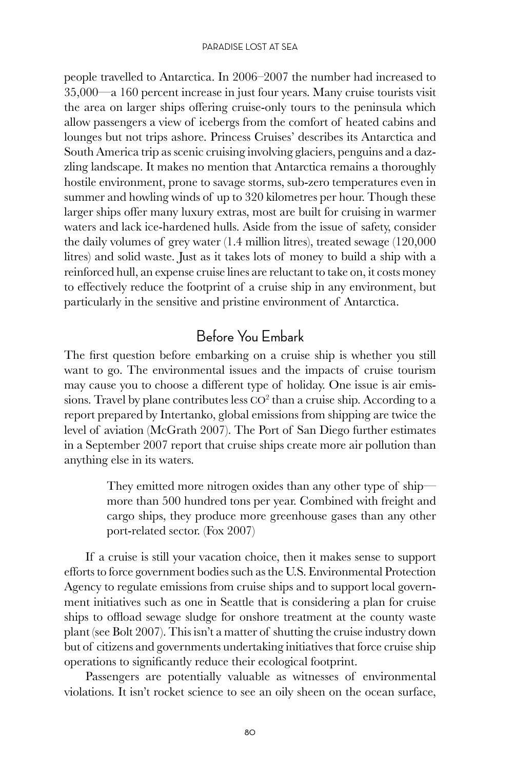people travelled to Antarctica. In 2006–2007 the number had increased to 35,000—a 160 percent increase in just four years. Many cruise tourists visit the area on larger ships offering cruise-only tours to the peninsula which allow passengers a view of icebergs from the comfort of heated cabins and lounges but not trips ashore. Princess Cruises' describes its Antarctica and South America trip as scenic cruising involving glaciers, penguins and a dazzling landscape. It makes no mention that Antarctica remains a thoroughly hostile environment, prone to savage storms, sub-zero temperatures even in summer and howling winds of up to 320 kilometres per hour. Though these larger ships offer many luxury extras, most are built for cruising in warmer waters and lack ice-hardened hulls. Aside from the issue of safety, consider the daily volumes of grey water (1.4 million litres), treated sewage (120,000 litres) and solid waste. Just as it takes lots of money to build a ship with a reinforced hull, an expense cruise lines are reluctant to take on, it costs money to effectively reduce the footprint of a cruise ship in any environment, but particularly in the sensitive and pristine environment of Antarctica.

## Before You Embark

The first question before embarking on a cruise ship is whether you still want to go. The environmental issues and the impacts of cruise tourism may cause you to choose a different type of holiday. One issue is air emissions. Travel by plane contributes less $CO^2$ than a cruise ship. According to a report prepared by Intertanko, global emissions from shipping are twice the level of aviation (McGrath 2007). The Port of San Diego further estimates in a September 2007 report that cruise ships create more air pollution than anything else in its waters.

> They emitted more nitrogen oxides than any other type of ship—more than 500 hundred tons per year. Combined with freight and cargo ships, they produce more greenhouse gases than any other port-related sector. (Fox 2007)

If a cruise is still your vacation choice, then it makes sense to support efforts to force government bodies such as the U.S. Environmental Protection Agency to regulate emissions from cruise ships and to support local government initiatives such as one in Seattle that is considering a plan for cruise ships to offload sewage sludge for onshore treatment at the county waste plant (see Bolt 2007). This isn't a matter of shutting the cruise industry down but of citizens and governments undertaking initiatives that force cruise ship operations to significantly reduce their ecological footprint.

Passengers are potentially valuable as witnesses of environmental violations. It isn't rocket science to see an oily sheen on the ocean surface,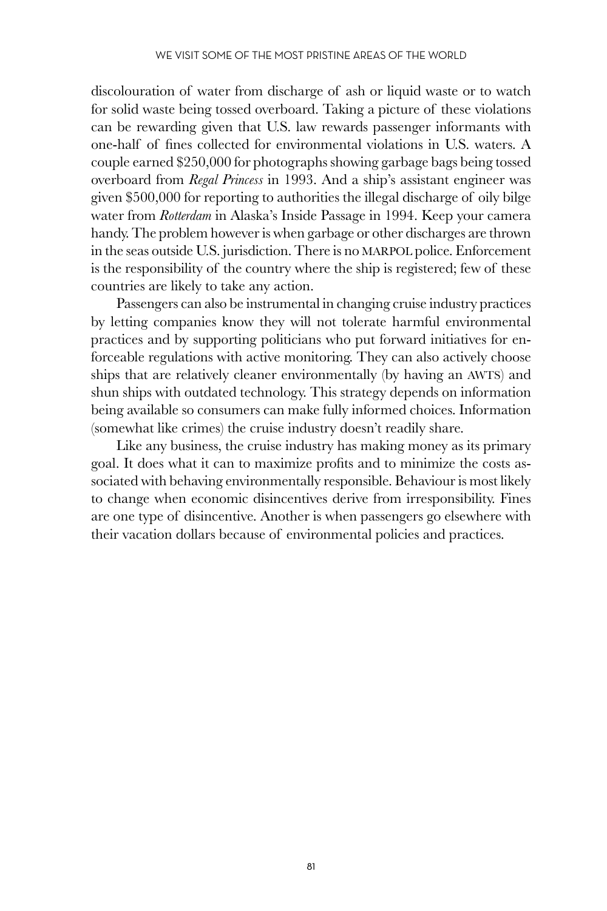discolouration of water from discharge of ash or liquid waste or to watch for solid waste being tossed overboard. Taking a picture of these violations can be rewarding given that U.S. law rewards passenger informants with one-half of fines collected for environmental violations in U.S. waters. A couple earned $250,000 for photographs showing garbage bags being tossed overboard from *Regal Princess* in 1993. And a ship's assistant engineer was given $500,000 for reporting to authorities the illegal discharge of oily bilge water from *Rotterdam* in Alaska's Inside Passage in 1994. Keep your camera handy. The problem however is when garbage or other discharges are thrown in the seas outside U.S. jurisdiction. There is no MARPOL police. Enforcement is the responsibility of the country where the ship is registered; few of these countries are likely to take any action.

Passengers can also be instrumental in changing cruise industry practices by letting companies know they will not tolerate harmful environmental practices and by supporting politicians who put forward initiatives for enforceable regulations with active monitoring. They can also actively choose ships that are relatively cleaner environmentally (by having an AWTS) and shun ships with outdated technology. This strategy depends on information being available so consumers can make fully informed choices. Information (somewhat like crimes) the cruise industry doesn't readily share.

Like any business, the cruise industry has making money as its primary goal. It does what it can to maximize profits and to minimize the costs associated with behaving environmentally responsible. Behaviour is most likely to change when economic disincentives derive from irresponsibility. Fines are one type of disincentive. Another is when passengers go elsewhere with their vacation dollars because of environmental policies and practices.